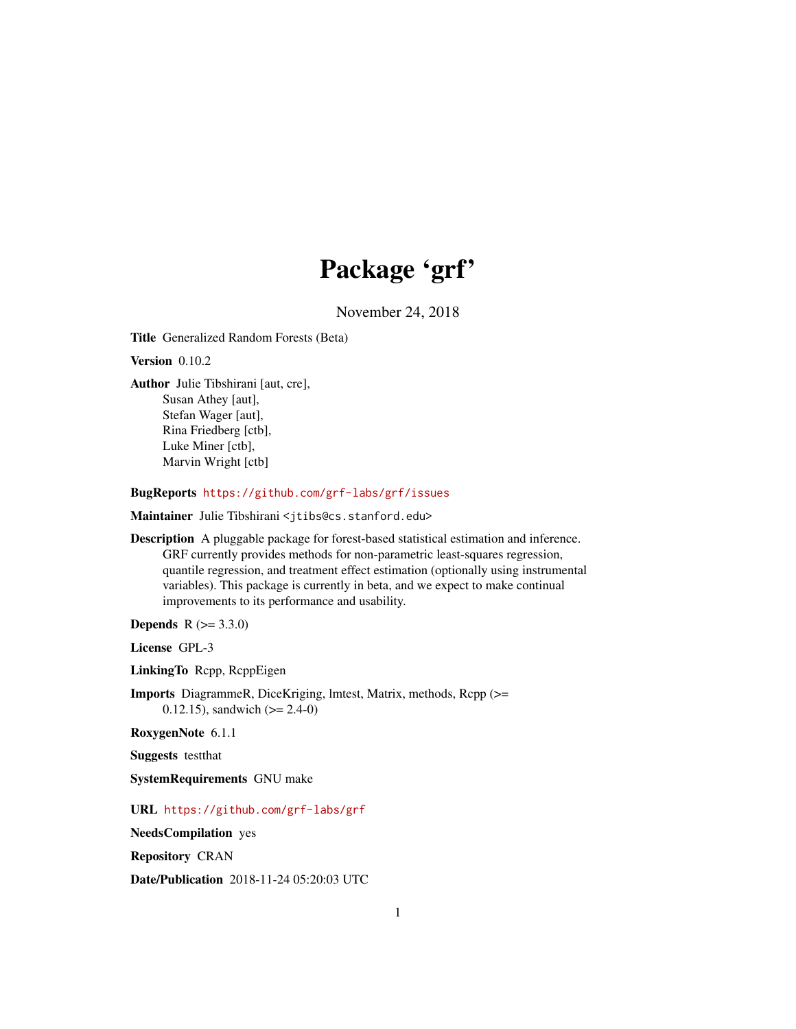# Package 'grf'

November 24, 2018

**Title** Generalized Random Forests (Beta)

**Version** 0.10.2

**Author** Julie Tibshirani [aut, cre],
Susan Athey [aut],
Stefan Wager [aut],
Rina Friedberg [ctb],
Luke Miner [ctb],
Marvin Wright [ctb]

**BugReports** https://github.com/grf-labs/grf/issues

**Maintainer** Julie Tibshirani <jtibs@cs.stanford.edu>

**Description** A pluggable package for forest-based statistical estimation and inference. GRF currently provides methods for non-parametric least-squares regression, quantile regression, and treatment effect estimation (optionally using instrumental variables). This package is currently in beta, and we expect to make continual improvements to its performance and usability.

**Depends** R (>= 3.3.0)

**License** GPL-3

**LinkingTo** Rcpp, RcppEigen

**Imports** DiagrammeR, DiceKriging, lmtest, Matrix, methods, Rcpp (>= 0.12.15), sandwich (>= 2.4-0)

**RoxygenNote** 6.1.1

**Suggests** testthat

**SystemRequirements** GNU make

**URL** https://github.com/grf-labs/grf

**NeedsCompilation** yes

**Repository** CRAN

**Date/Publication** 2018-11-24 05:20:03 UTC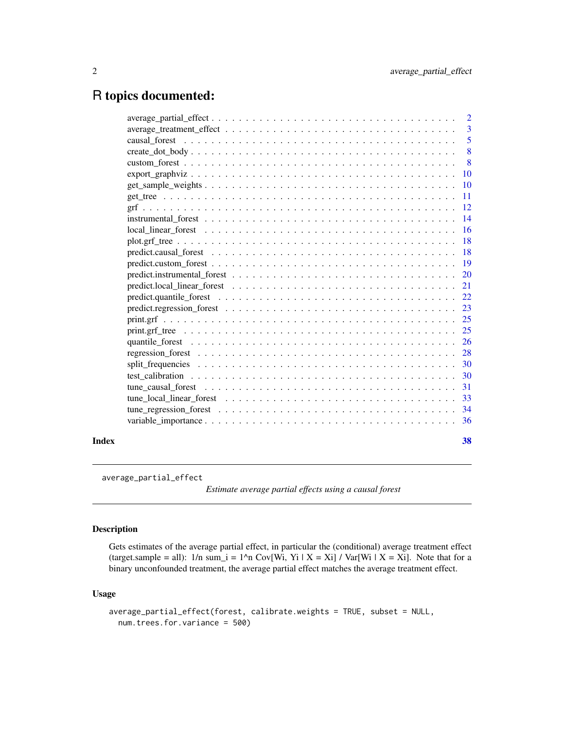# R topics documented:

| | |
|---|---|
| average_partial_effect | 2 |
| average_treatment_effect | 3 |
| causal_forest | 5 |
| create_dot_body | 8 |
| custom_forest | 8 |
| export_graphviz | 10 |
| get_sample_weights | 10 |
| get_tree | 11 |
| grf | 12 |
| instrumental_forest | 14 |
| local_linear_forest | 16 |
| plot.grf_tree | 18 |
| predict.causal_forest | 18 |
| predict.custom_forest | 19 |
| predict.instrumental_forest | 20 |
| predict.local_linear_forest | 21 |
| predict.quantile_forest | 22 |
| predict.regression_forest | 23 |
| print.grf | 25 |
| print.grf_tree | 25 |
| quantile_forest | 26 |
| regression_forest | 28 |
| split_frequencies | 30 |
| test_calibration | 30 |
| tune_causal_forest | 31 |
| tune_local_linear_forest | 33 |
| tune_regression_forest | 34 |
| variable_importance | 36 |

**Index** **38**

---

`average_partial_effect` *Estimate average partial effects using a causal forest*

---

### Description

Gets estimates of the average partial effect, in particular the (conditional) average treatment effect (target.sample = all): 1/n sum_i = 1^n Cov[Wi, Yi | X = Xi] / Var[Wi | X = Xi]. Note that for a binary unconfounded treatment, the average partial effect matches the average treatment effect.

### Usage

```
average_partial_effect(forest, calibrate.weights = TRUE, subset = NULL,
  num.trees.for.variance = 500)
```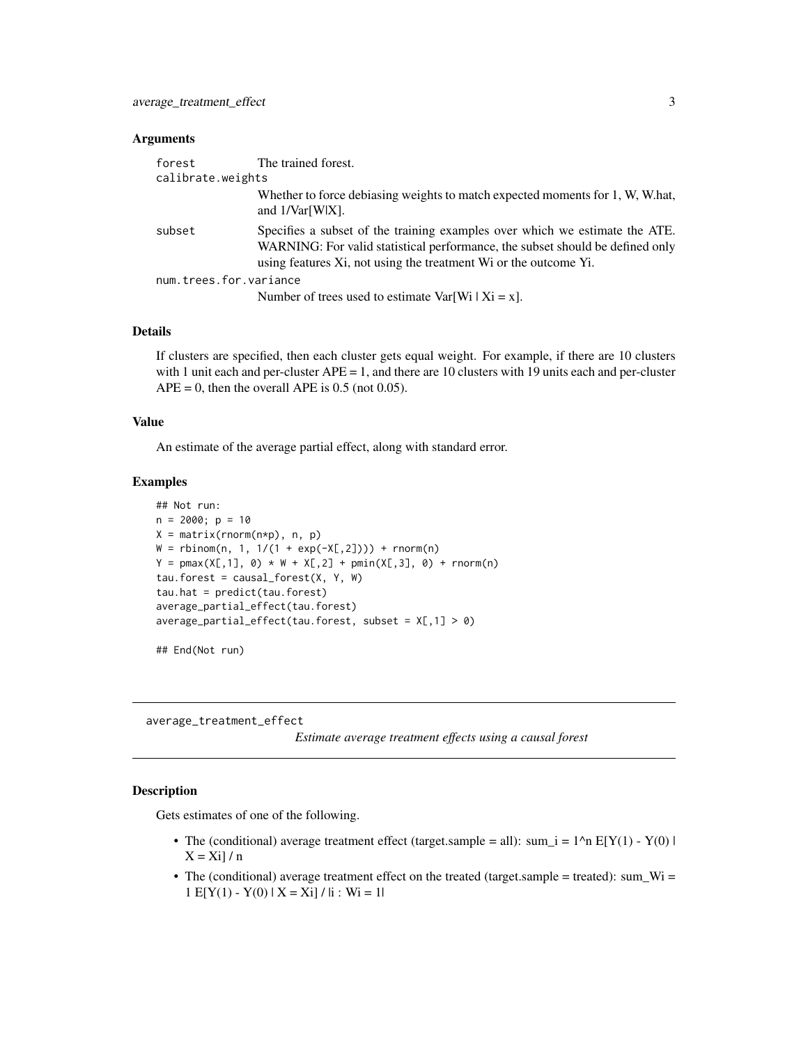### Arguments

| | |
|---|---|
| forest | The trained forest. |
| calibrate.weights | Whether to force debiasing weights to match expected moments for 1, W, W.hat, and 1/Var[W\|X]. |
| subset | Specifies a subset of the training examples over which we estimate the ATE. WARNING: For valid statistical performance, the subset should be defined only using features Xi, not using the treatment Wi or the outcome Yi. |
| num.trees.for.variance | Number of trees used to estimate Var[Wi \| Xi = x]. |

### Details

If clusters are specified, then each cluster gets equal weight. For example, if there are 10 clusters with 1 unit each and per-cluster APE = 1, and there are 10 clusters with 19 units each and per-cluster APE = 0, then the overall APE is 0.5 (not 0.05).

### Value

An estimate of the average partial effect, along with standard error.

### Examples

```
## Not run:
n = 2000; p = 10
X = matrix(rnorm(n*p), n, p)
W = rbinom(n, 1, 1/(1 + exp(-X[,2]))) + rnorm(n)
Y = pmax(X[,1], 0) * W + X[,2] + pmin(X[,3], 0) + rnorm(n)
tau.forest = causal_forest(X, Y, W)
tau.hat = predict(tau.forest)
average_partial_effect(tau.forest)
average_partial_effect(tau.forest, subset = X[,1] > 0)

## End(Not run)
```

---

## average_treatment_effect

*Estimate average treatment effects using a causal forest*

---

### Description

Gets estimates of one of the following.

- The (conditional) average treatment effect (target.sample = all): sum_i = 1^n E[Y(1) - Y(0) | X = Xi] / n
- The (conditional) average treatment effect on the treated (target.sample = treated): sum_Wi = 1 E[Y(1) - Y(0) | X = Xi] / |i : Wi = 1|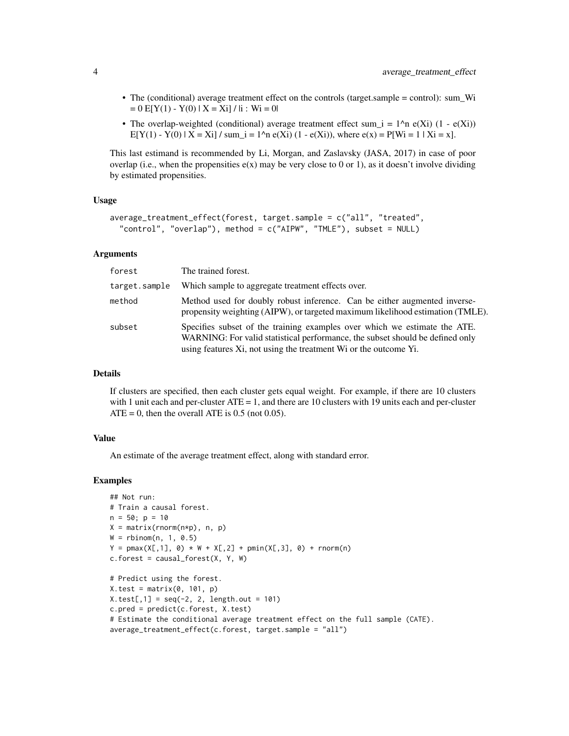- The (conditional) average treatment effect on the controls (target.sample = control): sum_Wi = 0 E[Y(1) - Y(0) | X = Xi] / |i : Wi = 0|
- The overlap-weighted (conditional) average treatment effect sum_i = 1^n e(Xi) (1 - e(Xi)) E[Y(1) - Y(0) | X = Xi] / sum_i = 1^n e(Xi) (1 - e(Xi)), where e(x) = P[Wi = 1 | Xi = x].

This last estimand is recommended by Li, Morgan, and Zaslavsky (JASA, 2017) in case of poor overlap (i.e., when the propensities e(x) may be very close to 0 or 1), as it doesn't involve dividing by estimated propensities.

### Usage

```
average_treatment_effect(forest, target.sample = c("all", "treated",
  "control", "overlap"), method = c("AIPW", "TMLE"), subset = NULL)
```

### Arguments

| | |
|---|---|
| `forest` | The trained forest. |
| `target.sample` | Which sample to aggregate treatment effects over. |
| `method` | Method used for doubly robust inference. Can be either augmented inverse-propensity weighting (AIPW), or targeted maximum likelihood estimation (TMLE). |
| `subset` | Specifies subset of the training examples over which we estimate the ATE. WARNING: For valid statistical performance, the subset should be defined only using features Xi, not using the treatment Wi or the outcome Yi. |

### Details

If clusters are specified, then each cluster gets equal weight. For example, if there are 10 clusters with 1 unit each and per-cluster ATE = 1, and there are 10 clusters with 19 units each and per-cluster ATE = 0, then the overall ATE is 0.5 (not 0.05).

### Value

An estimate of the average treatment effect, along with standard error.

### Examples

```
## Not run:
# Train a causal forest.
n = 50; p = 10
X = matrix(rnorm(n*p), n, p)
W = rbinom(n, 1, 0.5)
Y = pmax(X[,1], 0) * W + X[,2] + pmin(X[,3], 0) + rnorm(n)
c.forest = causal_forest(X, Y, W)

# Predict using the forest.
X.test = matrix(0, 101, p)
X.test[,1] = seq(-2, 2, length.out = 101)
c.pred = predict(c.forest, X.test)
# Estimate the conditional average treatment effect on the full sample (CATE).
average_treatment_effect(c.forest, target.sample = "all")
```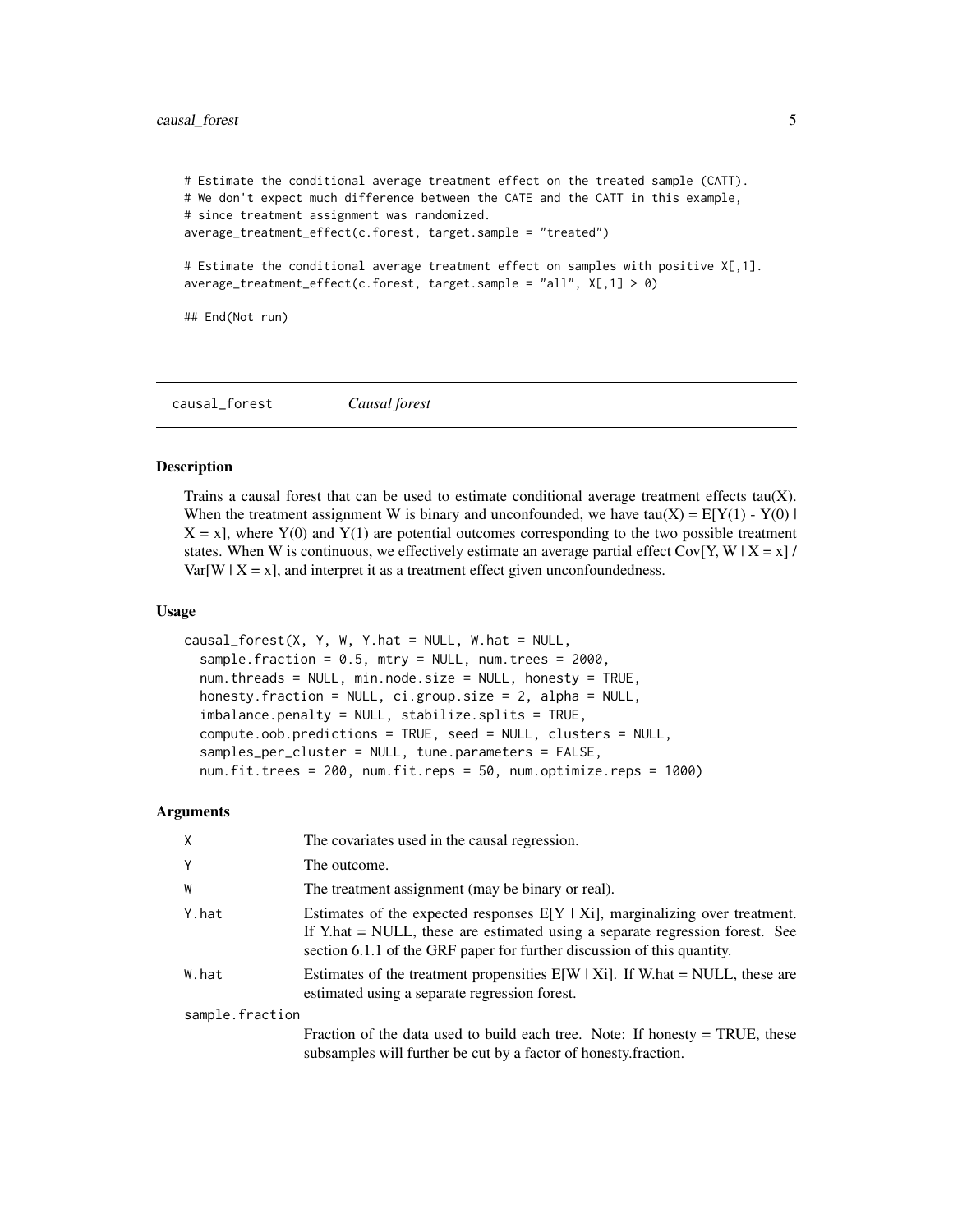```
# Estimate the conditional average treatment effect on the treated sample (CATT).
# We don't expect much difference between the CATE and the CATT in this example,
# since treatment assignment was randomized.
average_treatment_effect(c.forest, target.sample = "treated")

# Estimate the conditional average treatment effect on samples with positive X[,1].
average_treatment_effect(c.forest, target.sample = "all", X[,1] > 0)

## End(Not run)
```

---

## causal_forest *Causal forest*

### Description

Trains a causal forest that can be used to estimate conditional average treatment effects tau(X). When the treatment assignment W is binary and unconfounded, we have tau(X) = E[Y(1) - Y(0) | X = x], where Y(0) and Y(1) are potential outcomes corresponding to the two possible treatment states. When W is continuous, we effectively estimate an average partial effect Cov[Y, W | X = x] / Var[W | X = x], and interpret it as a treatment effect given unconfoundedness.

### Usage

```
causal_forest(X, Y, W, Y.hat = NULL, W.hat = NULL,
  sample.fraction = 0.5, mtry = NULL, num.trees = 2000,
  num.threads = NULL, min.node.size = NULL, honesty = TRUE,
  honesty.fraction = NULL, ci.group.size = 2, alpha = NULL,
  imbalance.penalty = NULL, stabilize.splits = TRUE,
  compute.oob.predictions = TRUE, seed = NULL, clusters = NULL,
  samples_per_cluster = NULL, tune.parameters = FALSE,
  num.fit.trees = 200, num.fit.reps = 50, num.optimize.reps = 1000)
```

### Arguments

| Argument | Description |
|---|---|
| X | The covariates used in the causal regression. |
| Y | The outcome. |
| W | The treatment assignment (may be binary or real). |
| Y.hat | Estimates of the expected responses E[Y \| Xi], marginalizing over treatment. If Y.hat = NULL, these are estimated using a separate regression forest. See section 6.1.1 of the GRF paper for further discussion of this quantity. |
| W.hat | Estimates of the treatment propensities E[W \| Xi]. If W.hat = NULL, these are estimated using a separate regression forest. |
| sample.fraction | Fraction of the data used to build each tree. Note: If honesty = TRUE, these subsamples will further be cut by a factor of honesty.fraction. |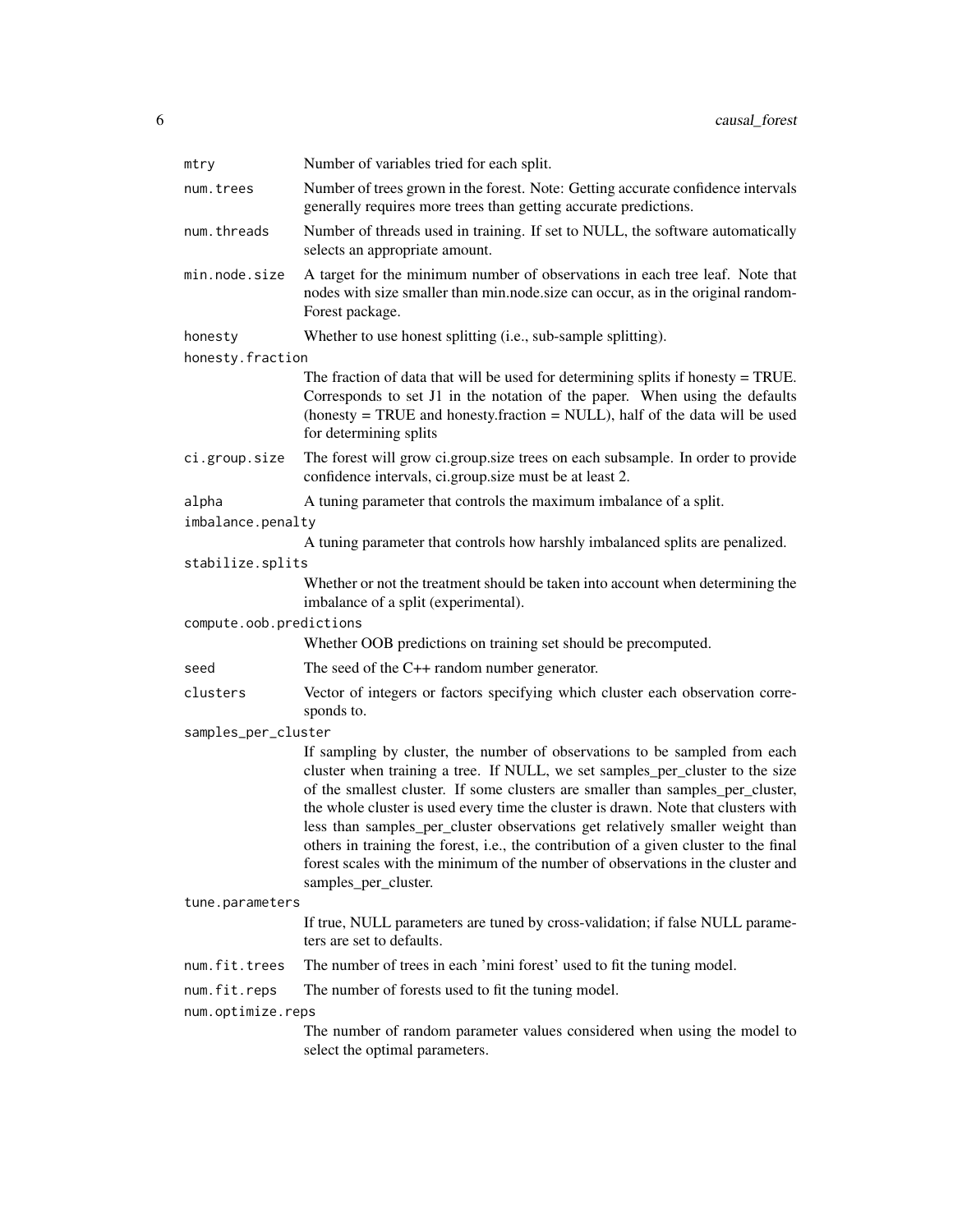| | |
|---|---|
| `mtry` | Number of variables tried for each split. |
| `num.trees` | Number of trees grown in the forest. Note: Getting accurate confidence intervals generally requires more trees than getting accurate predictions. |
| `num.threads` | Number of threads used in training. If set to NULL, the software automatically selects an appropriate amount. |
| `min.node.size` | A target for the minimum number of observations in each tree leaf. Note that nodes with size smaller than min.node.size can occur, as in the original randomForest package. |
| `honesty` | Whether to use honest splitting (i.e., sub-sample splitting). |
| `honesty.fraction` | The fraction of data that will be used for determining splits if honesty = TRUE. Corresponds to set J1 in the notation of the paper. When using the defaults (honesty = TRUE and honesty.fraction = NULL), half of the data will be used for determining splits |
| `ci.group.size` | The forest will grow ci.group.size trees on each subsample. In order to provide confidence intervals, ci.group.size must be at least 2. |
| `alpha` | A tuning parameter that controls the maximum imbalance of a split. |
| `imbalance.penalty` | A tuning parameter that controls how harshly imbalanced splits are penalized. |
| `stabilize.splits` | Whether or not the treatment should be taken into account when determining the imbalance of a split (experimental). |
| `compute.oob.predictions` | Whether OOB predictions on training set should be precomputed. |
| `seed` | The seed of the C++ random number generator. |
| `clusters` | Vector of integers or factors specifying which cluster each observation corresponds to. |
| `samples_per_cluster` | If sampling by cluster, the number of observations to be sampled from each cluster when training a tree. If NULL, we set samples_per_cluster to the size of the smallest cluster. If some clusters are smaller than samples_per_cluster, the whole cluster is used every time the cluster is drawn. Note that clusters with less than samples_per_cluster observations get relatively smaller weight than others in training the forest, i.e., the contribution of a given cluster to the final forest scales with the minimum of the number of observations in the cluster and samples_per_cluster. |
| `tune.parameters` | If true, NULL parameters are tuned by cross-validation; if false NULL parameters are set to defaults. |
| `num.fit.trees` | The number of trees in each 'mini forest' used to fit the tuning model. |
| `num.fit.reps` | The number of forests used to fit the tuning model. |
| `num.optimize.reps` | The number of random parameter values considered when using the model to select the optimal parameters. |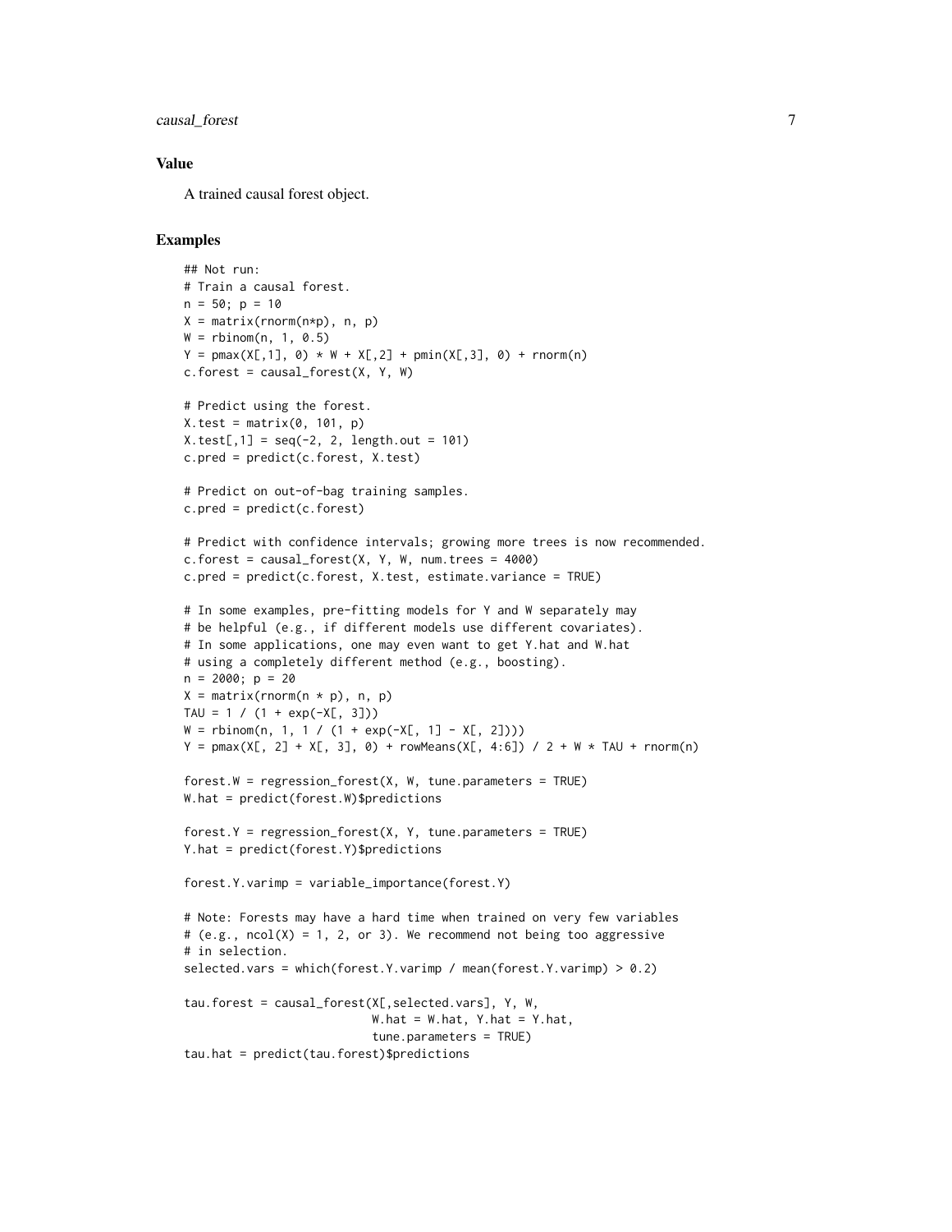### Value

A trained causal forest object.

### Examples

```
## Not run:
# Train a causal forest.
n = 50; p = 10
X = matrix(rnorm(n*p), n, p)
W = rbinom(n, 1, 0.5)
Y = pmax(X[,1], 0) * W + X[,2] + pmin(X[,3], 0) + rnorm(n)
c.forest = causal_forest(X, Y, W)

# Predict using the forest.
X.test = matrix(0, 101, p)
X.test[,1] = seq(-2, 2, length.out = 101)
c.pred = predict(c.forest, X.test)

# Predict on out-of-bag training samples.
c.pred = predict(c.forest)

# Predict with confidence intervals; growing more trees is now recommended.
c.forest = causal_forest(X, Y, W, num.trees = 4000)
c.pred = predict(c.forest, X.test, estimate.variance = TRUE)

# In some examples, pre-fitting models for Y and W separately may
# be helpful (e.g., if different models use different covariates).
# In some applications, one may even want to get Y.hat and W.hat
# using a completely different method (e.g., boosting).
n = 2000; p = 20
X = matrix(rnorm(n * p), n, p)
TAU = 1 / (1 + exp(-X[, 3]))
W = rbinom(n, 1, 1 / (1 + exp(-X[, 1] - X[, 2])))
Y = pmax(X[, 2] + X[, 3], 0) + rowMeans(X[, 4:6]) / 2 + W * TAU + rnorm(n)

forest.W = regression_forest(X, W, tune.parameters = TRUE)
W.hat = predict(forest.W)$predictions

forest.Y = regression_forest(X, Y, tune.parameters = TRUE)
Y.hat = predict(forest.Y)$predictions

forest.Y.varimp = variable_importance(forest.Y)

# Note: Forests may have a hard time when trained on very few variables
# (e.g., ncol(X) = 1, 2, or 3). We recommend not being too aggressive
# in selection.
selected.vars = which(forest.Y.varimp / mean(forest.Y.varimp) > 0.2)

tau.forest = causal_forest(X[,selected.vars], Y, W,
                           W.hat = W.hat, Y.hat = Y.hat,
                           tune.parameters = TRUE)
tau.hat = predict(tau.forest)$predictions
```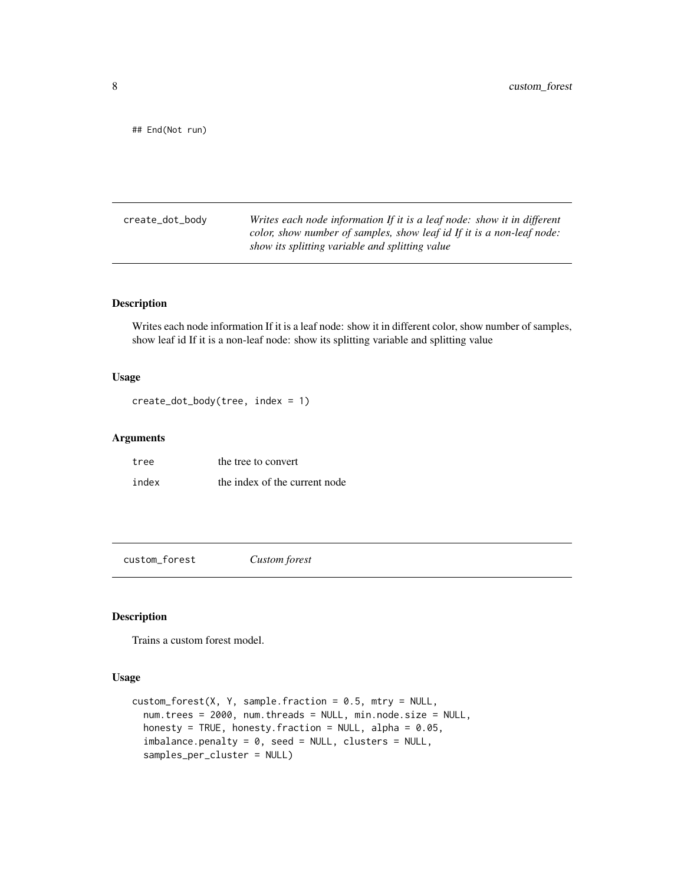```
## End(Not run)
```

## create_dot_body — *Writes each node information If it is a leaf node: show it in different color, show number of samples, show leaf id If it is a non-leaf node: show its splitting variable and splitting value*

### Description

Writes each node information If it is a leaf node: show it in different color, show number of samples, show leaf id If it is a non-leaf node: show its splitting variable and splitting value

### Usage

```
create_dot_body(tree, index = 1)
```

### Arguments

| | |
|---|---|
| tree | the tree to convert |
| index | the index of the current node |

## custom_forest — *Custom forest*

### Description

Trains a custom forest model.

### Usage

```
custom_forest(X, Y, sample.fraction = 0.5, mtry = NULL,
  num.trees = 2000, num.threads = NULL, min.node.size = NULL,
  honesty = TRUE, honesty.fraction = NULL, alpha = 0.05,
  imbalance.penalty = 0, seed = NULL, clusters = NULL,
  samples_per_cluster = NULL)
```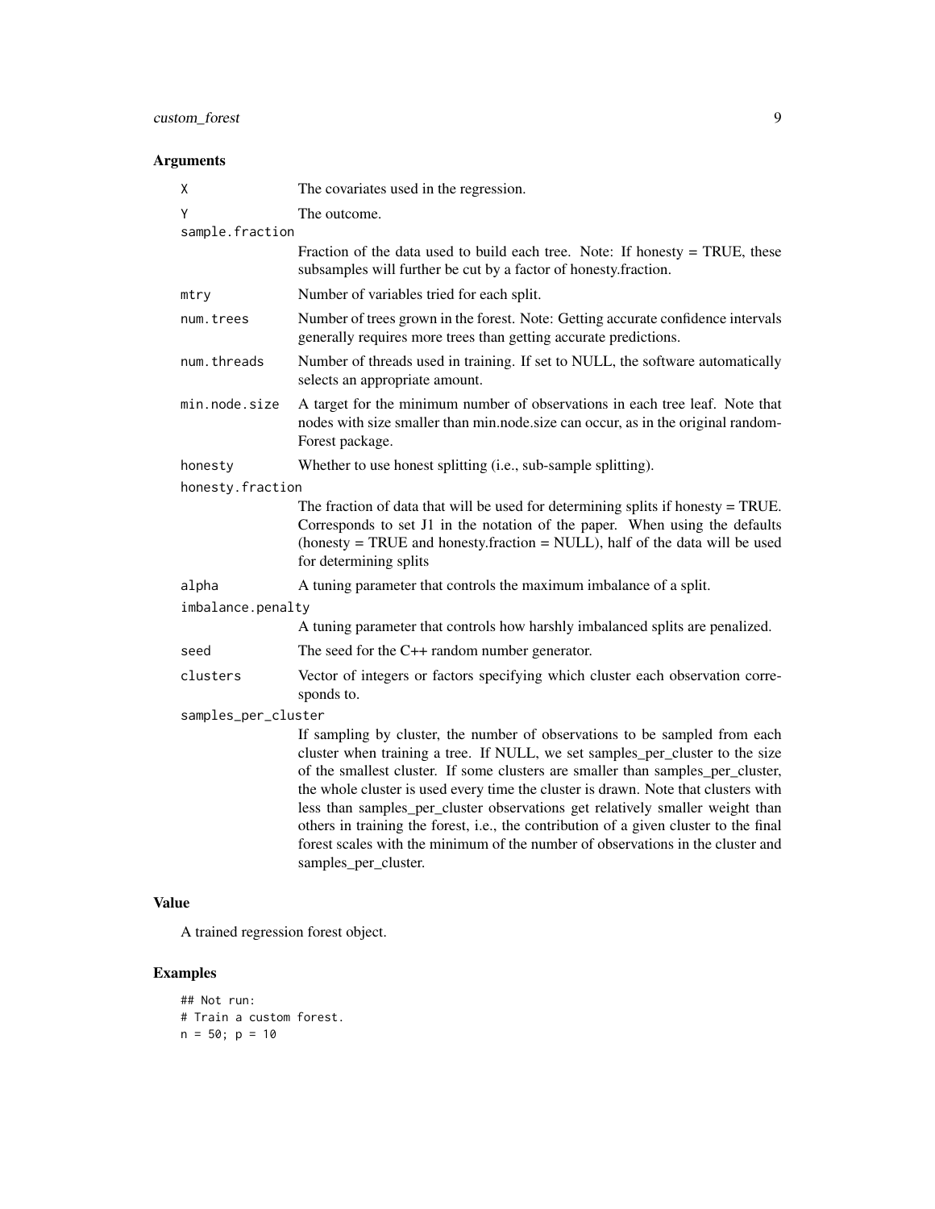## Arguments

- `X` — The covariates used in the regression.
- `Y` — The outcome.
- `sample.fraction` — Fraction of the data used to build each tree. Note: If honesty = TRUE, these subsamples will further be cut by a factor of honesty.fraction.
- `mtry` — Number of variables tried for each split.
- `num.trees` — Number of trees grown in the forest. Note: Getting accurate confidence intervals generally requires more trees than getting accurate predictions.
- `num.threads` — Number of threads used in training. If set to NULL, the software automatically selects an appropriate amount.
- `min.node.size` — A target for the minimum number of observations in each tree leaf. Note that nodes with size smaller than min.node.size can occur, as in the original randomForest package.
- `honesty` — Whether to use honest splitting (i.e., sub-sample splitting).
- `honesty.fraction` — The fraction of data that will be used for determining splits if honesty = TRUE. Corresponds to set J1 in the notation of the paper. When using the defaults (honesty = TRUE and honesty.fraction = NULL), half of the data will be used for determining splits
- `alpha` — A tuning parameter that controls the maximum imbalance of a split.
- `imbalance.penalty` — A tuning parameter that controls how harshly imbalanced splits are penalized.
- `seed` — The seed for the C++ random number generator.
- `clusters` — Vector of integers or factors specifying which cluster each observation corresponds to.
- `samples_per_cluster` — If sampling by cluster, the number of observations to be sampled from each cluster when training a tree. If NULL, we set samples_per_cluster to the size of the smallest cluster. If some clusters are smaller than samples_per_cluster, the whole cluster is used every time the cluster is drawn. Note that clusters with less than samples_per_cluster observations get relatively smaller weight than others in training the forest, i.e., the contribution of a given cluster to the final forest scales with the minimum of the number of observations in the cluster and samples_per_cluster.

## Value

A trained regression forest object.

## Examples

```
## Not run:
# Train a custom forest.
n = 50; p = 10
```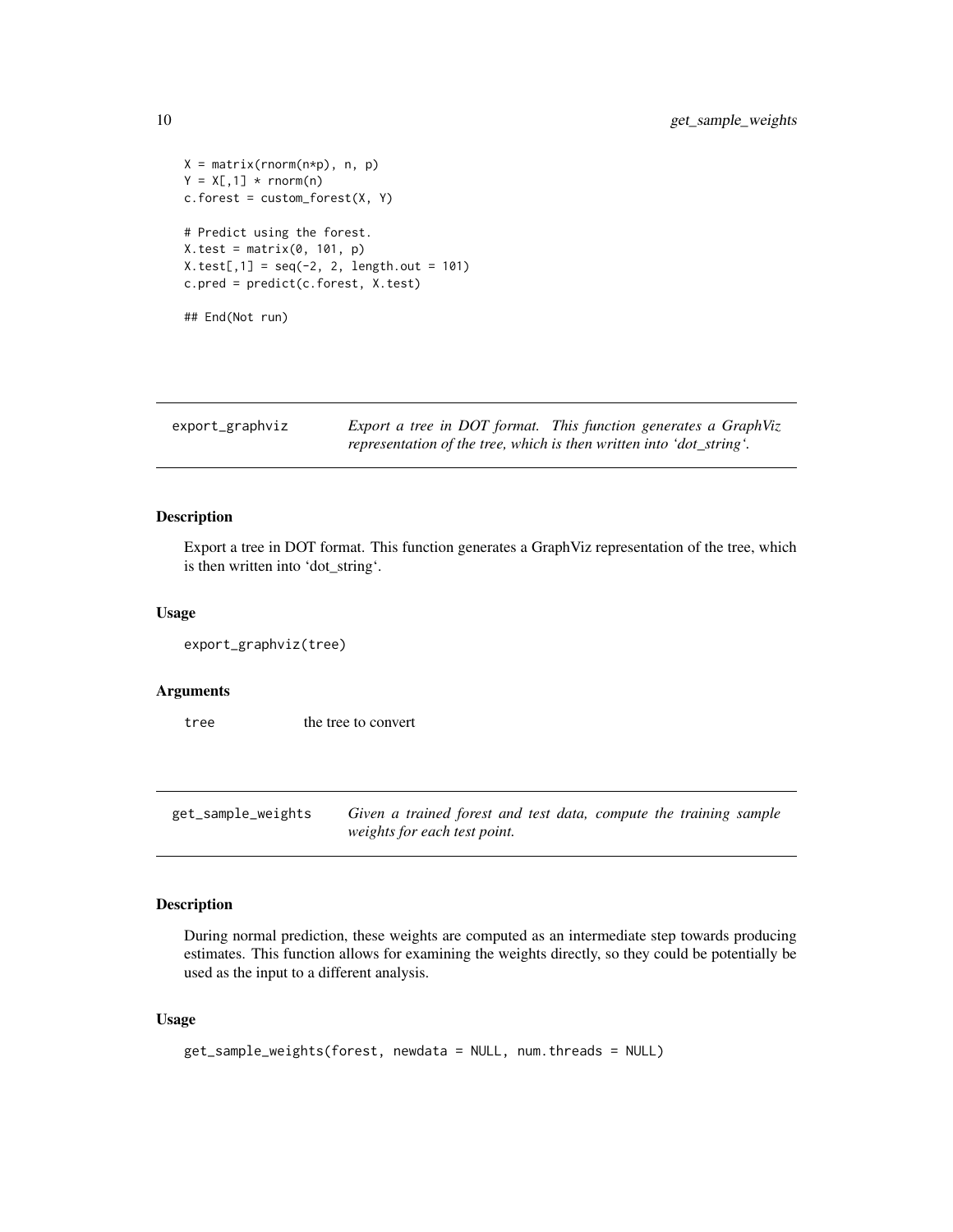```
X = matrix(rnorm(n*p), n, p)
Y = X[,1] * rnorm(n)
c.forest = custom_forest(X, Y)

# Predict using the forest.
X.test = matrix(0, 101, p)
X.test[,1] = seq(-2, 2, length.out = 101)
c.pred = predict(c.forest, X.test)

## End(Not run)
```

---

## export_graphviz — *Export a tree in DOT format. This function generates a GraphViz representation of the tree, which is then written into 'dot_string'.*

---

### Description

Export a tree in DOT format. This function generates a GraphViz representation of the tree, which is then written into 'dot_string'.

### Usage

```
export_graphviz(tree)
```

### Arguments

| | |
|---|---|
| tree | the tree to convert |

---

## get_sample_weights — *Given a trained forest and test data, compute the training sample weights for each test point.*

---

### Description

During normal prediction, these weights are computed as an intermediate step towards producing estimates. This function allows for examining the weights directly, so they could be potentially be used as the input to a different analysis.

### Usage

```
get_sample_weights(forest, newdata = NULL, num.threads = NULL)
```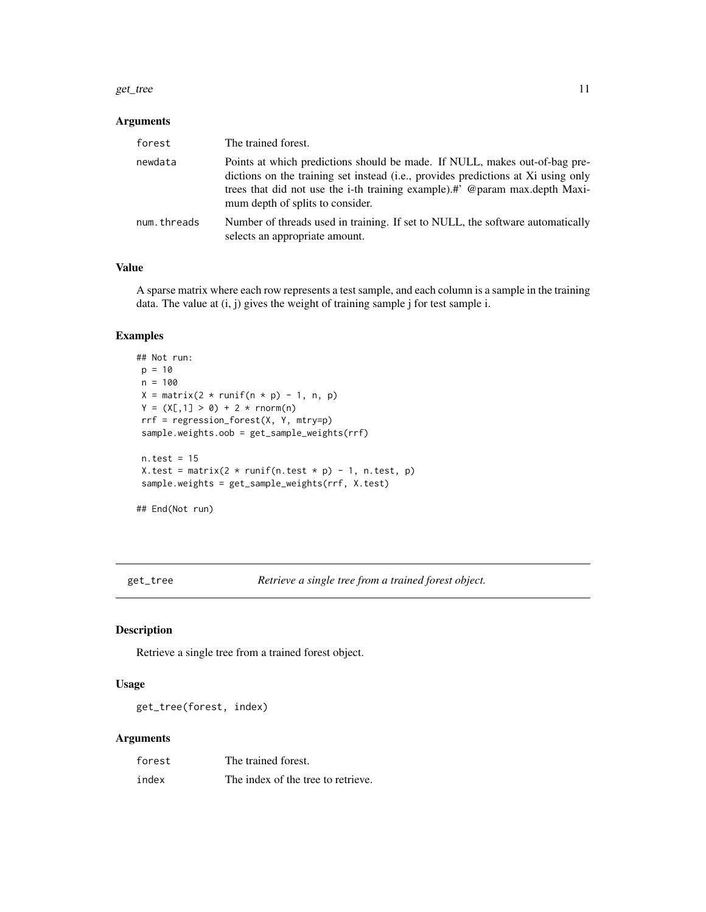### Arguments

| | |
|---|---|
| forest | The trained forest. |
| newdata | Points at which predictions should be made. If NULL, makes out-of-bag predictions on the training set instead (i.e., provides predictions at Xi using only trees that did not use the i-th training example).#' @param max.depth Maximum depth of splits to consider. |
| num.threads | Number of threads used in training. If set to NULL, the software automatically selects an appropriate amount. |

### Value

A sparse matrix where each row represents a test sample, and each column is a sample in the training data. The value at (i, j) gives the weight of training sample j for test sample i.

### Examples

```
## Not run:
 p = 10
 n = 100
 X = matrix(2 * runif(n * p) - 1, n, p)
 Y = (X[,1] > 0) + 2 * rnorm(n)
 rrf = regression_forest(X, Y, mtry=p)
 sample.weights.oob = get_sample_weights(rrf)

 n.test = 15
 X.test = matrix(2 * runif(n.test * p) - 1, n.test, p)
 sample.weights = get_sample_weights(rrf, X.test)

## End(Not run)
```

---

## get_tree &nbsp;&nbsp;&nbsp;&nbsp; *Retrieve a single tree from a trained forest object.*

---

### Description

Retrieve a single tree from a trained forest object.

### Usage

```
get_tree(forest, index)
```

### Arguments

| | |
|---|---|
| forest | The trained forest. |
| index | The index of the tree to retrieve. |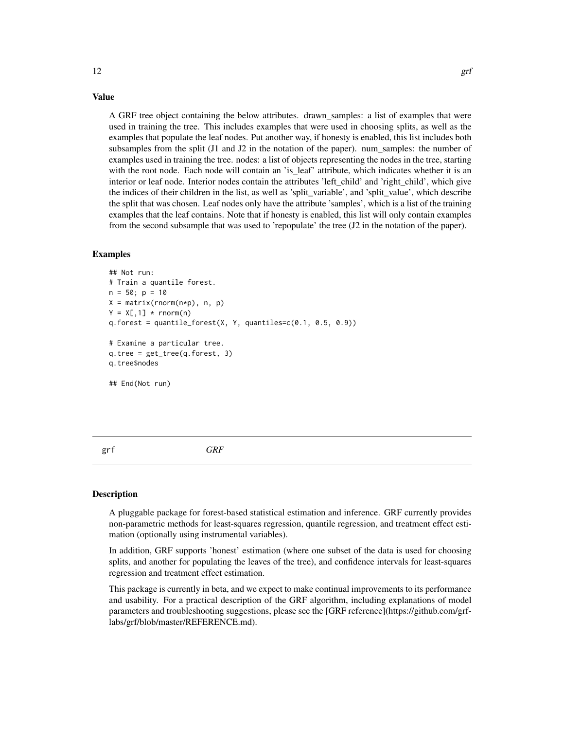### Value

A GRF tree object containing the below attributes. drawn_samples: a list of examples that were used in training the tree. This includes examples that were used in choosing splits, as well as the examples that populate the leaf nodes. Put another way, if honesty is enabled, this list includes both subsamples from the split (J1 and J2 in the notation of the paper). num_samples: the number of examples used in training the tree. nodes: a list of objects representing the nodes in the tree, starting with the root node. Each node will contain an 'is_leaf' attribute, which indicates whether it is an interior or leaf node. Interior nodes contain the attributes 'left_child' and 'right_child', which give the indices of their children in the list, as well as 'split_variable', and 'split_value', which describe the split that was chosen. Leaf nodes only have the attribute 'samples', which is a list of the training examples that the leaf contains. Note that if honesty is enabled, this list will only contain examples from the second subsample that was used to 'repopulate' the tree (J2 in the notation of the paper).

### Examples

```
## Not run:
# Train a quantile forest.
n = 50; p = 10
X = matrix(rnorm(n*p), n, p)
Y = X[,1] * rnorm(n)
q.forest = quantile_forest(X, Y, quantiles=c(0.1, 0.5, 0.9))

# Examine a particular tree.
q.tree = get_tree(q.forest, 3)
q.tree$nodes

## End(Not run)
```

## grf    *GRF*

### Description

A pluggable package for forest-based statistical estimation and inference. GRF currently provides non-parametric methods for least-squares regression, quantile regression, and treatment effect estimation (optionally using instrumental variables).

In addition, GRF supports 'honest' estimation (where one subset of the data is used for choosing splits, and another for populating the leaves of the tree), and confidence intervals for least-squares regression and treatment effect estimation.

This package is currently in beta, and we expect to make continual improvements to its performance and usability. For a practical description of the GRF algorithm, including explanations of model parameters and troubleshooting suggestions, please see the [GRF reference](https://github.com/grf-labs/grf/blob/master/REFERENCE.md).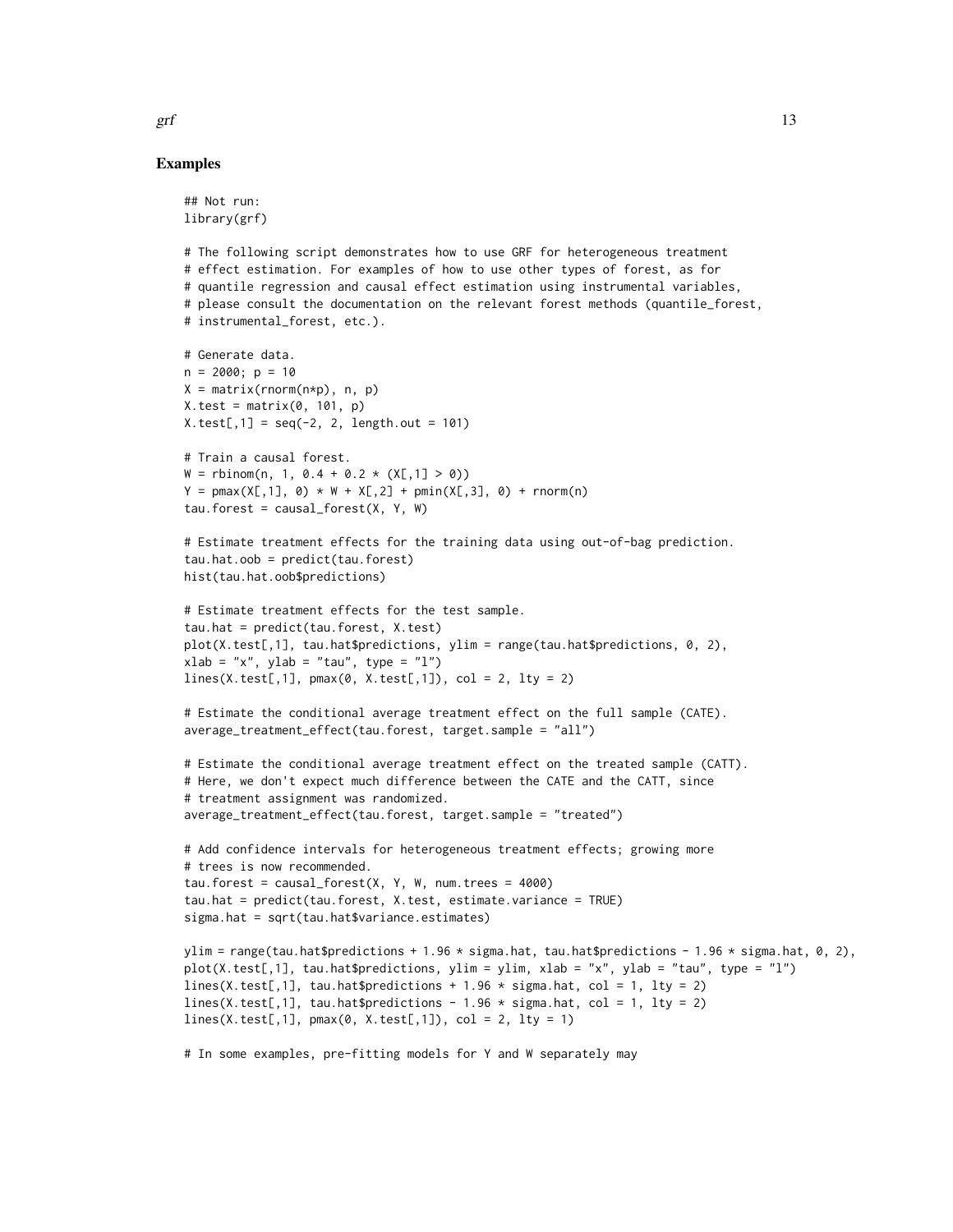## Examples

```
## Not run:
library(grf)

# The following script demonstrates how to use GRF for heterogeneous treatment
# effect estimation. For examples of how to use other types of forest, as for
# quantile regression and causal effect estimation using instrumental variables,
# please consult the documentation on the relevant forest methods (quantile_forest,
# instrumental_forest, etc.).

# Generate data.
n = 2000; p = 10
X = matrix(rnorm(n*p), n, p)
X.test = matrix(0, 101, p)
X.test[,1] = seq(-2, 2, length.out = 101)

# Train a causal forest.
W = rbinom(n, 1, 0.4 + 0.2 * (X[,1] > 0))
Y = pmax(X[,1], 0) * W + X[,2] + pmin(X[,3], 0) + rnorm(n)
tau.forest = causal_forest(X, Y, W)

# Estimate treatment effects for the training data using out-of-bag prediction.
tau.hat.oob = predict(tau.forest)
hist(tau.hat.oob$predictions)

# Estimate treatment effects for the test sample.
tau.hat = predict(tau.forest, X.test)
plot(X.test[,1], tau.hat$predictions, ylim = range(tau.hat$predictions, 0, 2),
xlab = "x", ylab = "tau", type = "l")
lines(X.test[,1], pmax(0, X.test[,1]), col = 2, lty = 2)

# Estimate the conditional average treatment effect on the full sample (CATE).
average_treatment_effect(tau.forest, target.sample = "all")

# Estimate the conditional average treatment effect on the treated sample (CATT).
# Here, we don't expect much difference between the CATE and the CATT, since
# treatment assignment was randomized.
average_treatment_effect(tau.forest, target.sample = "treated")

# Add confidence intervals for heterogeneous treatment effects; growing more
# trees is now recommended.
tau.forest = causal_forest(X, Y, W, num.trees = 4000)
tau.hat = predict(tau.forest, X.test, estimate.variance = TRUE)
sigma.hat = sqrt(tau.hat$variance.estimates)

ylim = range(tau.hat$predictions + 1.96 * sigma.hat, tau.hat$predictions - 1.96 * sigma.hat, 0, 2),
plot(X.test[,1], tau.hat$predictions, ylim = ylim, xlab = "x", ylab = "tau", type = "l")
lines(X.test[,1], tau.hat$predictions + 1.96 * sigma.hat, col = 1, lty = 2)
lines(X.test[,1], tau.hat$predictions - 1.96 * sigma.hat, col = 1, lty = 2)
lines(X.test[,1], pmax(0, X.test[,1]), col = 2, lty = 1)

# In some examples, pre-fitting models for Y and W separately may
```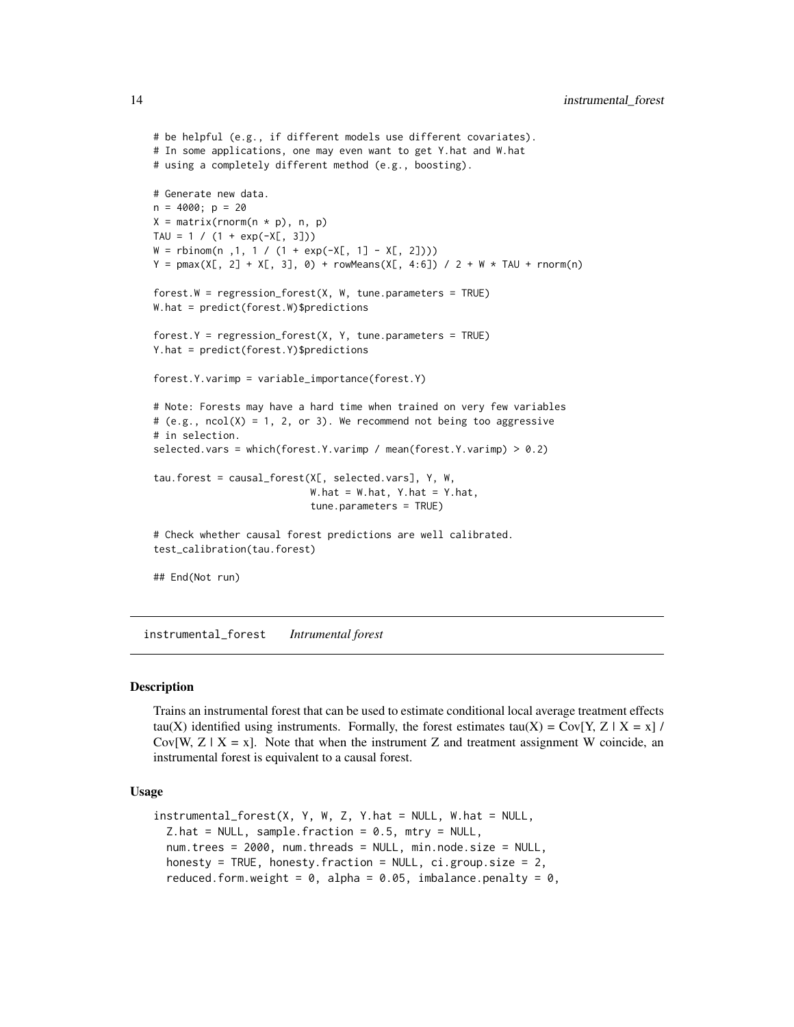```
# be helpful (e.g., if different models use different covariates).
# In some applications, one may even want to get Y.hat and W.hat
# using a completely different method (e.g., boosting).

# Generate new data.
n = 4000; p = 20
X = matrix(rnorm(n * p), n, p)
TAU = 1 / (1 + exp(-X[, 3]))
W = rbinom(n ,1, 1 / (1 + exp(-X[, 1] - X[, 2])))
Y = pmax(X[, 2] + X[, 3], 0) + rowMeans(X[, 4:6]) / 2 + W * TAU + rnorm(n)

forest.W = regression_forest(X, W, tune.parameters = TRUE)
W.hat = predict(forest.W)$predictions

forest.Y = regression_forest(X, Y, tune.parameters = TRUE)
Y.hat = predict(forest.Y)$predictions

forest.Y.varimp = variable_importance(forest.Y)

# Note: Forests may have a hard time when trained on very few variables
# (e.g., ncol(X) = 1, 2, or 3). We recommend not being too aggressive
# in selection.
selected.vars = which(forest.Y.varimp / mean(forest.Y.varimp) > 0.2)

tau.forest = causal_forest(X[, selected.vars], Y, W,
                           W.hat = W.hat, Y.hat = Y.hat,
                           tune.parameters = TRUE)

# Check whether causal forest predictions are well calibrated.
test_calibration(tau.forest)

## End(Not run)
```

---

## instrumental_forest    *Intrumental forest*

---

### Description

Trains an instrumental forest that can be used to estimate conditional local average treatment effects tau(X) identified using instruments. Formally, the forest estimates tau(X) = Cov[Y, Z | X = x] / Cov[W, Z | X = x]. Note that when the instrument Z and treatment assignment W coincide, an instrumental forest is equivalent to a causal forest.

### Usage

```
instrumental_forest(X, Y, W, Z, Y.hat = NULL, W.hat = NULL,
  Z.hat = NULL, sample.fraction = 0.5, mtry = NULL,
  num.trees = 2000, num.threads = NULL, min.node.size = NULL,
  honesty = TRUE, honesty.fraction = NULL, ci.group.size = 2,
  reduced.form.weight = 0, alpha = 0.05, imbalance.penalty = 0,
```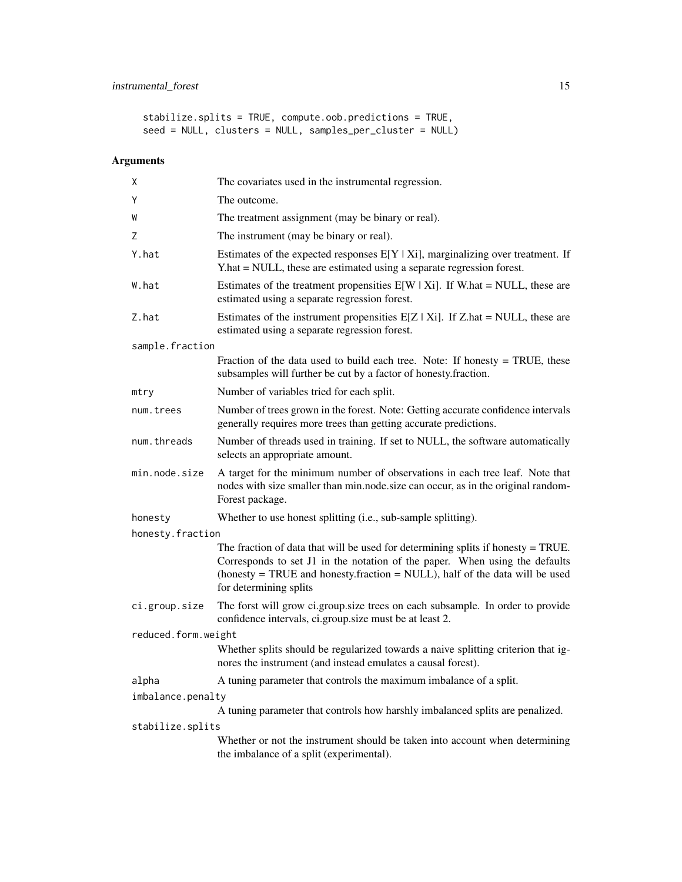```
stabilize.splits = TRUE, compute.oob.predictions = TRUE,
seed = NULL, clusters = NULL, samples_per_cluster = NULL)
```

### Arguments

| | |
|---|---|
| `X` | The covariates used in the instrumental regression. |
| `Y` | The outcome. |
| `W` | The treatment assignment (may be binary or real). |
| `Z` | The instrument (may be binary or real). |
| `Y.hat` | Estimates of the expected responses E[Y \| Xi], marginalizing over treatment. If Y.hat = NULL, these are estimated using a separate regression forest. |
| `W.hat` | Estimates of the treatment propensities E[W \| Xi]. If W.hat = NULL, these are estimated using a separate regression forest. |
| `Z.hat` | Estimates of the instrument propensities E[Z \| Xi]. If Z.hat = NULL, these are estimated using a separate regression forest. |
| `sample.fraction` | Fraction of the data used to build each tree. Note: If honesty = TRUE, these subsamples will further be cut by a factor of honesty.fraction. |
| `mtry` | Number of variables tried for each split. |
| `num.trees` | Number of trees grown in the forest. Note: Getting accurate confidence intervals generally requires more trees than getting accurate predictions. |
| `num.threads` | Number of threads used in training. If set to NULL, the software automatically selects an appropriate amount. |
| `min.node.size` | A target for the minimum number of observations in each tree leaf. Note that nodes with size smaller than min.node.size can occur, as in the original randomForest package. |
| `honesty` | Whether to use honest splitting (i.e., sub-sample splitting). |
| `honesty.fraction` | The fraction of data that will be used for determining splits if honesty = TRUE. Corresponds to set J1 in the notation of the paper. When using the defaults (honesty = TRUE and honesty.fraction = NULL), half of the data will be used for determining splits |
| `ci.group.size` | The forst will grow ci.group.size trees on each subsample. In order to provide confidence intervals, ci.group.size must be at least 2. |
| `reduced.form.weight` | Whether splits should be regularized towards a naive splitting criterion that ignores the instrument (and instead emulates a causal forest). |
| `alpha` | A tuning parameter that controls the maximum imbalance of a split. |
| `imbalance.penalty` | A tuning parameter that controls how harshly imbalanced splits are penalized. |
| `stabilize.splits` | Whether or not the instrument should be taken into account when determining the imbalance of a split (experimental). |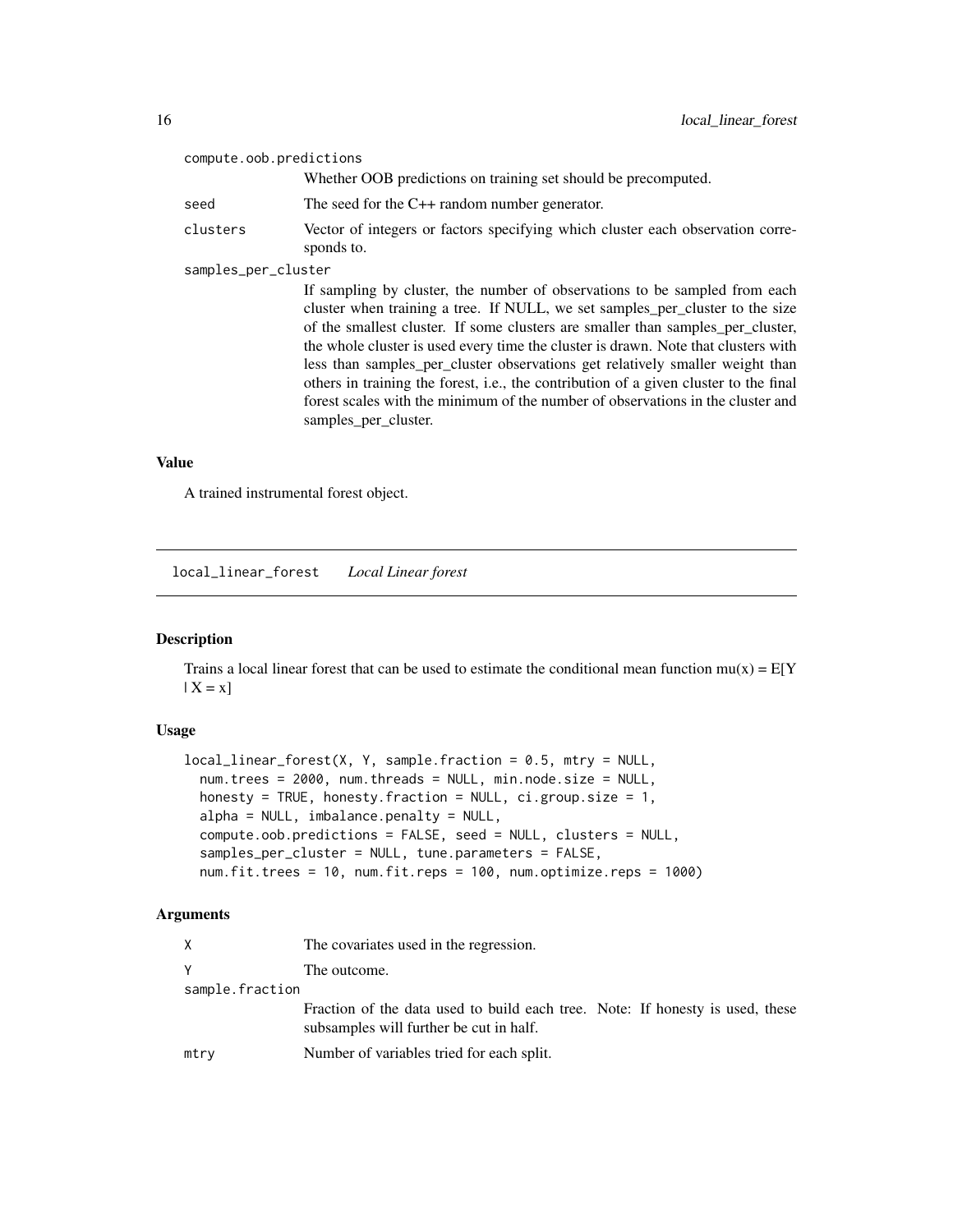compute.oob.predictions
: Whether OOB predictions on training set should be precomputed.

seed
: The seed for the C++ random number generator.

clusters
: Vector of integers or factors specifying which cluster each observation corresponds to.

samples_per_cluster
: If sampling by cluster, the number of observations to be sampled from each cluster when training a tree. If NULL, we set samples_per_cluster to the size of the smallest cluster. If some clusters are smaller than samples_per_cluster, the whole cluster is used every time the cluster is drawn. Note that clusters with less than samples_per_cluster observations get relatively smaller weight than others in training the forest, i.e., the contribution of a given cluster to the final forest scales with the minimum of the number of observations in the cluster and samples_per_cluster.

### Value

A trained instrumental forest object.

## local_linear_forest *Local Linear forest*

### Description

Trains a local linear forest that can be used to estimate the conditional mean function mu(x) = E[Y | X = x]

### Usage

```
local_linear_forest(X, Y, sample.fraction = 0.5, mtry = NULL,
  num.trees = 2000, num.threads = NULL, min.node.size = NULL,
  honesty = TRUE, honesty.fraction = NULL, ci.group.size = 1,
  alpha = NULL, imbalance.penalty = NULL,
  compute.oob.predictions = FALSE, seed = NULL, clusters = NULL,
  samples_per_cluster = NULL, tune.parameters = FALSE,
  num.fit.trees = 10, num.fit.reps = 100, num.optimize.reps = 1000)
```

### Arguments

X
: The covariates used in the regression.

Y
: The outcome.

sample.fraction
: Fraction of the data used to build each tree. Note: If honesty is used, these subsamples will further be cut in half.

mtry
: Number of variables tried for each split.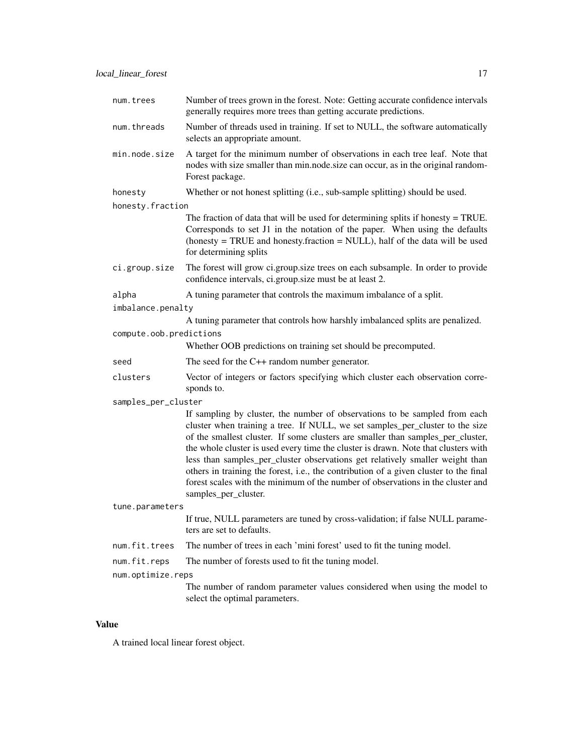| | |
|---|---|
| `num.trees` | Number of trees grown in the forest. Note: Getting accurate confidence intervals generally requires more trees than getting accurate predictions. |
| `num.threads` | Number of threads used in training. If set to NULL, the software automatically selects an appropriate amount. |
| `min.node.size` | A target for the minimum number of observations in each tree leaf. Note that nodes with size smaller than min.node.size can occur, as in the original randomForest package. |
| `honesty` | Whether or not honest splitting (i.e., sub-sample splitting) should be used. |
| `honesty.fraction` | The fraction of data that will be used for determining splits if honesty = TRUE. Corresponds to set J1 in the notation of the paper. When using the defaults (honesty = TRUE and honesty.fraction = NULL), half of the data will be used for determining splits |
| `ci.group.size` | The forest will grow ci.group.size trees on each subsample. In order to provide confidence intervals, ci.group.size must be at least 2. |
| `alpha` | A tuning parameter that controls the maximum imbalance of a split. |
| `imbalance.penalty` | A tuning parameter that controls how harshly imbalanced splits are penalized. |
| `compute.oob.predictions` | Whether OOB predictions on training set should be precomputed. |
| `seed` | The seed for the C++ random number generator. |
| `clusters` | Vector of integers or factors specifying which cluster each observation corresponds to. |
| `samples_per_cluster` | If sampling by cluster, the number of observations to be sampled from each cluster when training a tree. If NULL, we set samples_per_cluster to the size of the smallest cluster. If some clusters are smaller than samples_per_cluster, the whole cluster is used every time the cluster is drawn. Note that clusters with less than samples_per_cluster observations get relatively smaller weight than others in training the forest, i.e., the contribution of a given cluster to the final forest scales with the minimum of the number of observations in the cluster and samples_per_cluster. |
| `tune.parameters` | If true, NULL parameters are tuned by cross-validation; if false NULL parameters are set to defaults. |
| `num.fit.trees` | The number of trees in each 'mini forest' used to fit the tuning model. |
| `num.fit.reps` | The number of forests used to fit the tuning model. |
| `num.optimize.reps` | The number of random parameter values considered when using the model to select the optimal parameters. |

## Value

A trained local linear forest object.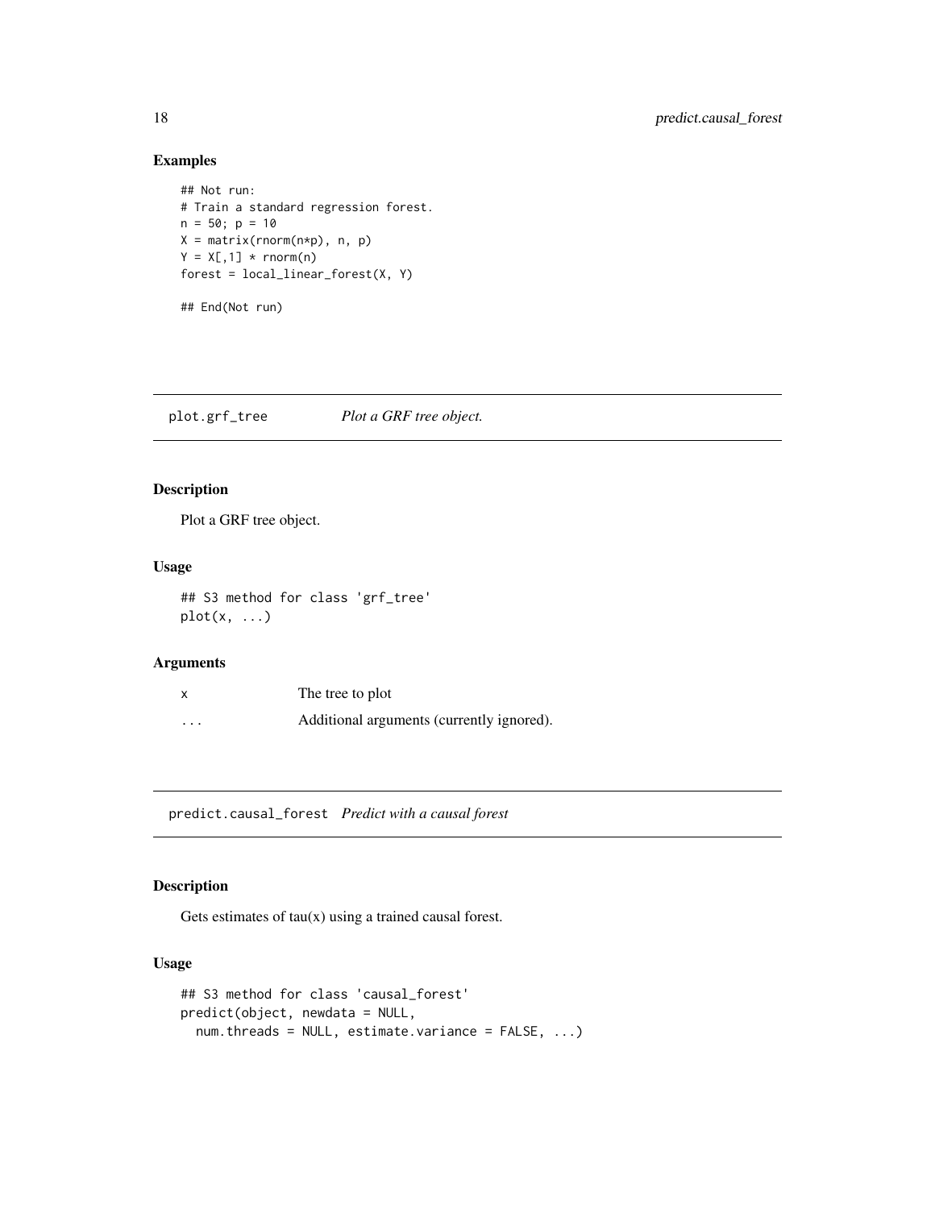## Examples

```
## Not run:
# Train a standard regression forest.
n = 50; p = 10
X = matrix(rnorm(n*p), n, p)
Y = X[,1] * rnorm(n)
forest = local_linear_forest(X, Y)

## End(Not run)
```

---

## plot.grf_tree — *Plot a GRF tree object.*

### Description

Plot a GRF tree object.

### Usage

```
## S3 method for class 'grf_tree'
plot(x, ...)
```

### Arguments

| | |
|---|---|
| x | The tree to plot |
| ... | Additional arguments (currently ignored). |

---

## predict.causal_forest — *Predict with a causal forest*

### Description

Gets estimates of tau(x) using a trained causal forest.

### Usage

```
## S3 method for class 'causal_forest'
predict(object, newdata = NULL,
  num.threads = NULL, estimate.variance = FALSE, ...)
```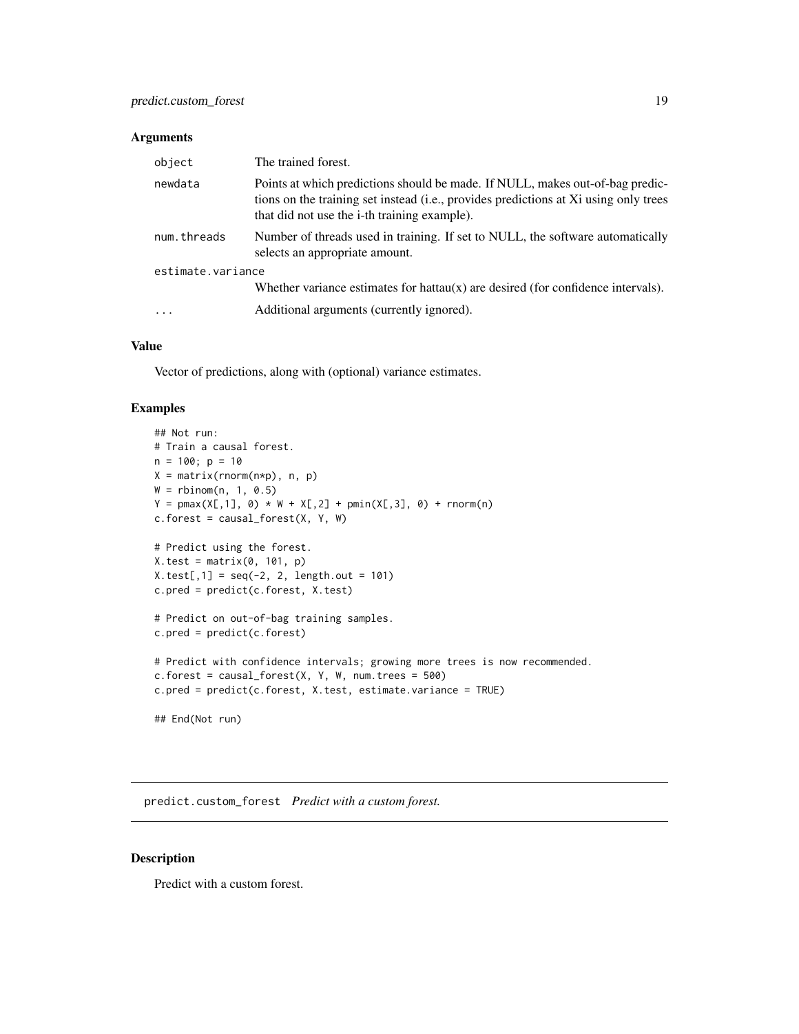### Arguments

| | |
|---|---|
| object | The trained forest. |
| newdata | Points at which predictions should be made. If NULL, makes out-of-bag predictions on the training set instead (i.e., provides predictions at Xi using only trees that did not use the i-th training example). |
| num.threads | Number of threads used in training. If set to NULL, the software automatically selects an appropriate amount. |
| estimate.variance | Whether variance estimates for hattau(x) are desired (for confidence intervals). |
| ... | Additional arguments (currently ignored). |

### Value

Vector of predictions, along with (optional) variance estimates.

### Examples

```
## Not run:
# Train a causal forest.
n = 100; p = 10
X = matrix(rnorm(n*p), n, p)
W = rbinom(n, 1, 0.5)
Y = pmax(X[,1], 0) * W + X[,2] + pmin(X[,3], 0) + rnorm(n)
c.forest = causal_forest(X, Y, W)

# Predict using the forest.
X.test = matrix(0, 101, p)
X.test[,1] = seq(-2, 2, length.out = 101)
c.pred = predict(c.forest, X.test)

# Predict on out-of-bag training samples.
c.pred = predict(c.forest)

# Predict with confidence intervals; growing more trees is now recommended.
c.forest = causal_forest(X, Y, W, num.trees = 500)
c.pred = predict(c.forest, X.test, estimate.variance = TRUE)

## End(Not run)
```

---

## predict.custom_forest *Predict with a custom forest.*

### Description

Predict with a custom forest.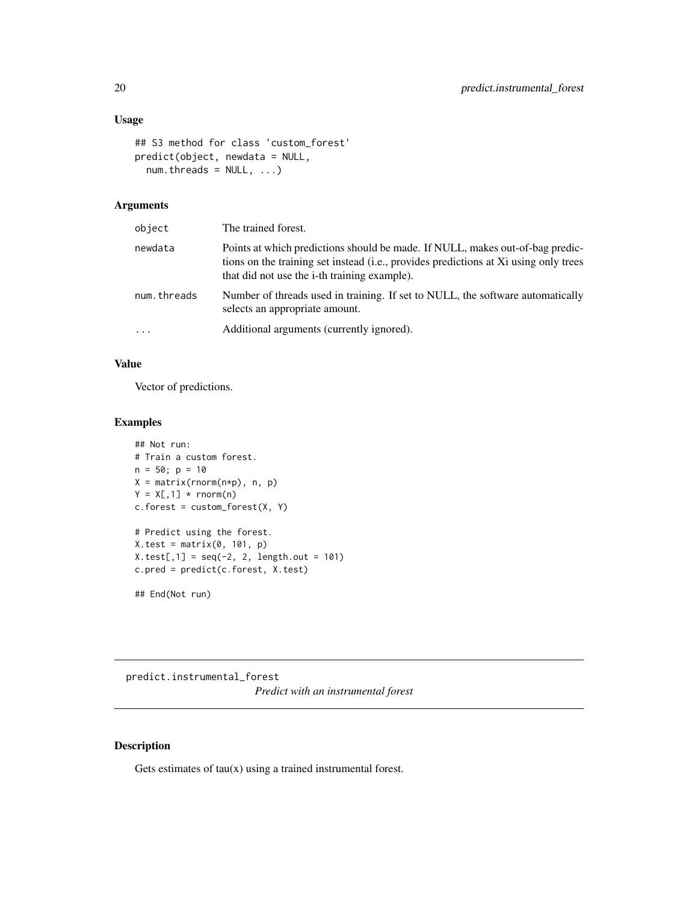## Usage

```
## S3 method for class 'custom_forest'
predict(object, newdata = NULL,
  num.threads = NULL, ...)
```

## Arguments

| | |
|---|---|
| object | The trained forest. |
| newdata | Points at which predictions should be made. If NULL, makes out-of-bag predictions on the training set instead (i.e., provides predictions at Xi using only trees that did not use the i-th training example). |
| num.threads | Number of threads used in training. If set to NULL, the software automatically selects an appropriate amount. |
| ... | Additional arguments (currently ignored). |

## Value

Vector of predictions.

## Examples

```
## Not run:
# Train a custom forest.
n = 50; p = 10
X = matrix(rnorm(n*p), n, p)
Y = X[,1] * rnorm(n)
c.forest = custom_forest(X, Y)

# Predict using the forest.
X.test = matrix(0, 101, p)
X.test[,1] = seq(-2, 2, length.out = 101)
c.pred = predict(c.forest, X.test)

## End(Not run)
```

---

# predict.instrumental_forest

*Predict with an instrumental forest*

## Description

Gets estimates of tau(x) using a trained instrumental forest.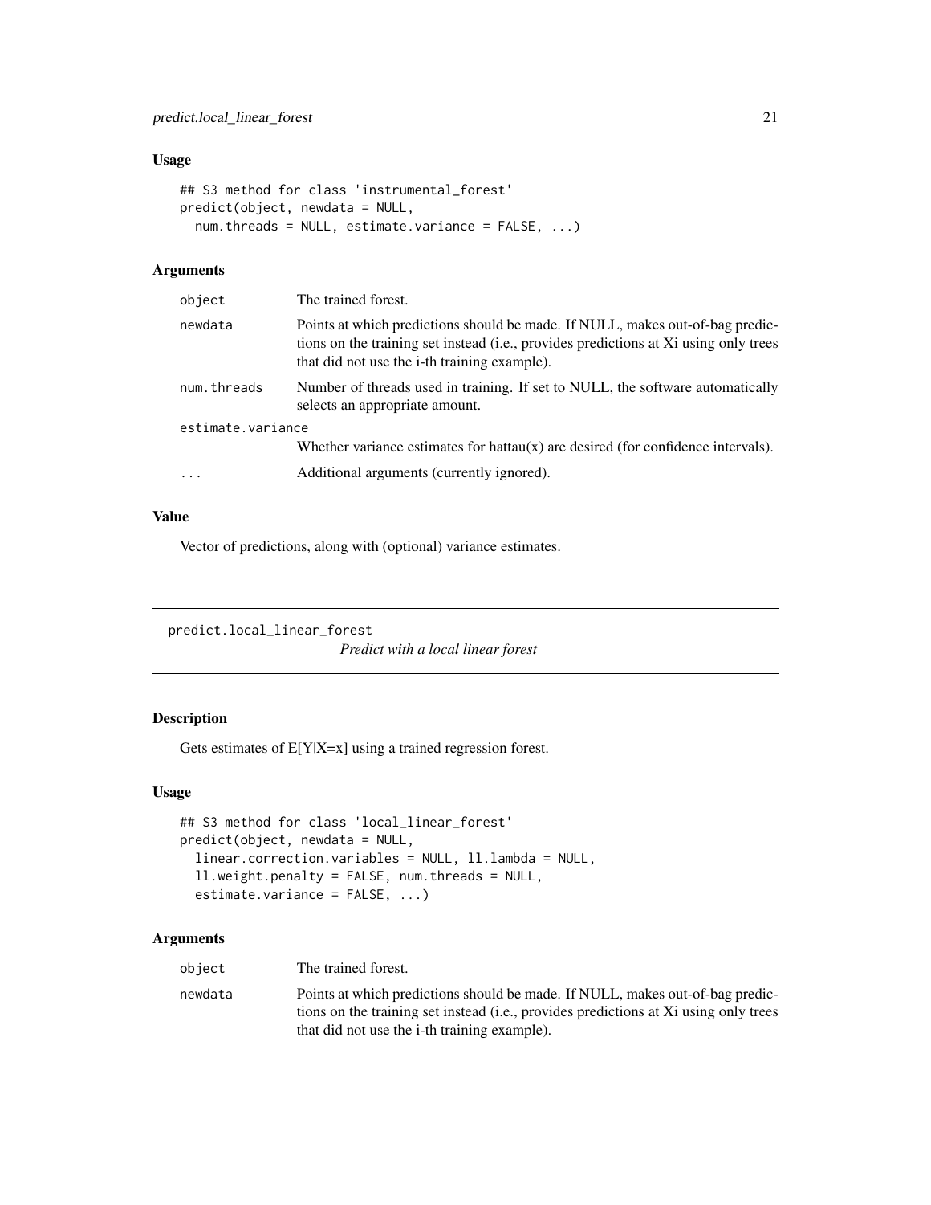### Usage

```
## S3 method for class 'instrumental_forest'
predict(object, newdata = NULL,
  num.threads = NULL, estimate.variance = FALSE, ...)
```

### Arguments

| | |
|---|---|
| object | The trained forest. |
| newdata | Points at which predictions should be made. If NULL, makes out-of-bag predictions on the training set instead (i.e., provides predictions at Xi using only trees that did not use the i-th training example). |
| num.threads | Number of threads used in training. If set to NULL, the software automatically selects an appropriate amount. |
| estimate.variance | Whether variance estimates for hattau(x) are desired (for confidence intervals). |
| ... | Additional arguments (currently ignored). |

### Value

Vector of predictions, along with (optional) variance estimates.

---

## predict.local_linear_forest

*Predict with a local linear forest*

---

### Description

Gets estimates of E[Y|X=x] using a trained regression forest.

### Usage

```
## S3 method for class 'local_linear_forest'
predict(object, newdata = NULL,
  linear.correction.variables = NULL, ll.lambda = NULL,
  ll.weight.penalty = FALSE, num.threads = NULL,
  estimate.variance = FALSE, ...)
```

### Arguments

| | |
|---|---|
| object | The trained forest. |
| newdata | Points at which predictions should be made. If NULL, makes out-of-bag predictions on the training set instead (i.e., provides predictions at Xi using only trees that did not use the i-th training example). |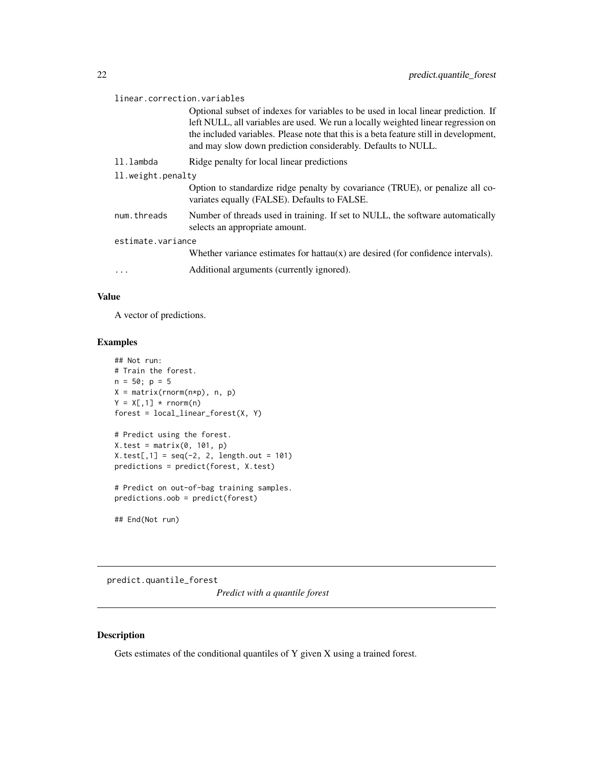linear.correction.variables
: Optional subset of indexes for variables to be used in local linear prediction. If left NULL, all variables are used. We run a locally weighted linear regression on the included variables. Please note that this is a beta feature still in development, and may slow down prediction considerably. Defaults to NULL.

ll.lambda
: Ridge penalty for local linear predictions

ll.weight.penalty
: Option to standardize ridge penalty by covariance (TRUE), or penalize all covariates equally (FALSE). Defaults to FALSE.

num.threads
: Number of threads used in training. If set to NULL, the software automatically selects an appropriate amount.

estimate.variance
: Whether variance estimates for hattau(x) are desired (for confidence intervals).

...
: Additional arguments (currently ignored).

### Value

A vector of predictions.

### Examples

```
## Not run:
# Train the forest.
n = 50; p = 5
X = matrix(rnorm(n*p), n, p)
Y = X[,1] * rnorm(n)
forest = local_linear_forest(X, Y)

# Predict using the forest.
X.test = matrix(0, 101, p)
X.test[,1] = seq(-2, 2, length.out = 101)
predictions = predict(forest, X.test)

# Predict on out-of-bag training samples.
predictions.oob = predict(forest)

## End(Not run)
```

---

## predict.quantile_forest — *Predict with a quantile forest*

### Description

Gets estimates of the conditional quantiles of Y given X using a trained forest.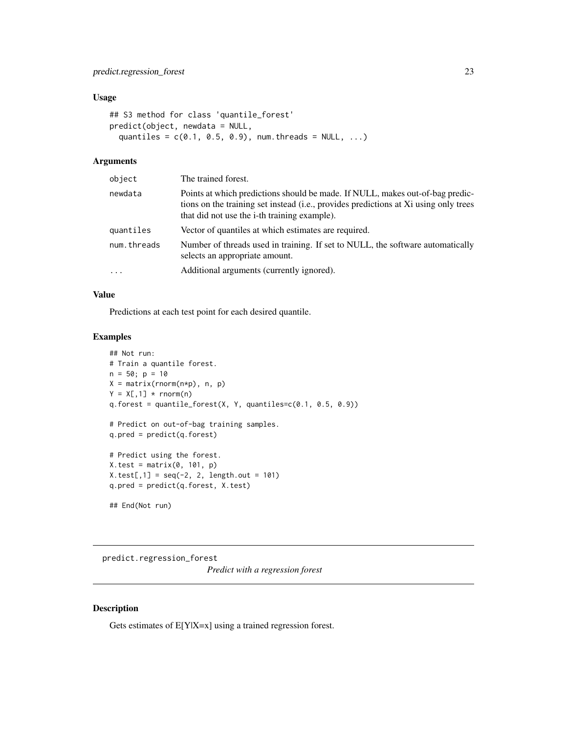### Usage

```
## S3 method for class 'quantile_forest'
predict(object, newdata = NULL,
  quantiles = c(0.1, 0.5, 0.9), num.threads = NULL, ...)
```

### Arguments

| | |
|---|---|
| object | The trained forest. |
| newdata | Points at which predictions should be made. If NULL, makes out-of-bag predictions on the training set instead (i.e., provides predictions at Xi using only trees that did not use the i-th training example). |
| quantiles | Vector of quantiles at which estimates are required. |
| num.threads | Number of threads used in training. If set to NULL, the software automatically selects an appropriate amount. |
| ... | Additional arguments (currently ignored). |

### Value

Predictions at each test point for each desired quantile.

### Examples

```
## Not run:
# Train a quantile forest.
n = 50; p = 10
X = matrix(rnorm(n*p), n, p)
Y = X[,1] * rnorm(n)
q.forest = quantile_forest(X, Y, quantiles=c(0.1, 0.5, 0.9))

# Predict on out-of-bag training samples.
q.pred = predict(q.forest)

# Predict using the forest.
X.test = matrix(0, 101, p)
X.test[,1] = seq(-2, 2, length.out = 101)
q.pred = predict(q.forest, X.test)

## End(Not run)
```

---

## predict.regression_forest

*Predict with a regression forest*

---

### Description

Gets estimates of E[Y|X=x] using a trained regression forest.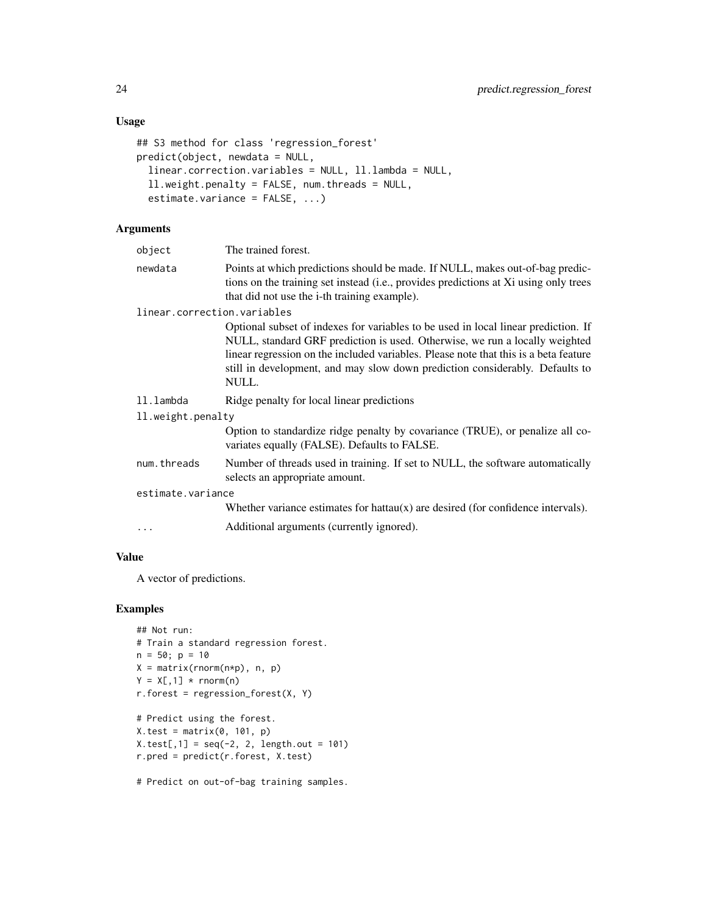## Usage

```
## S3 method for class 'regression_forest'
predict(object, newdata = NULL,
  linear.correction.variables = NULL, ll.lambda = NULL,
  ll.weight.penalty = FALSE, num.threads = NULL,
  estimate.variance = FALSE, ...)
```

## Arguments

- `object` The trained forest.
- `newdata` Points at which predictions should be made. If NULL, makes out-of-bag predictions on the training set instead (i.e., provides predictions at Xi using only trees that did not use the i-th training example).
- `linear.correction.variables` Optional subset of indexes for variables to be used in local linear prediction. If NULL, standard GRF prediction is used. Otherwise, we run a locally weighted linear regression on the included variables. Please note that this is a beta feature still in development, and may slow down prediction considerably. Defaults to NULL.
- `ll.lambda` Ridge penalty for local linear predictions
- `ll.weight.penalty` Option to standardize ridge penalty by covariance (TRUE), or penalize all covariates equally (FALSE). Defaults to FALSE.
- `num.threads` Number of threads used in training. If set to NULL, the software automatically selects an appropriate amount.
- `estimate.variance` Whether variance estimates for hattau(x) are desired (for confidence intervals).
- `...` Additional arguments (currently ignored).

## Value

A vector of predictions.

## Examples

```
## Not run:
# Train a standard regression forest.
n = 50; p = 10
X = matrix(rnorm(n*p), n, p)
Y = X[,1] * rnorm(n)
r.forest = regression_forest(X, Y)

# Predict using the forest.
X.test = matrix(0, 101, p)
X.test[,1] = seq(-2, 2, length.out = 101)
r.pred = predict(r.forest, X.test)

# Predict on out-of-bag training samples.
```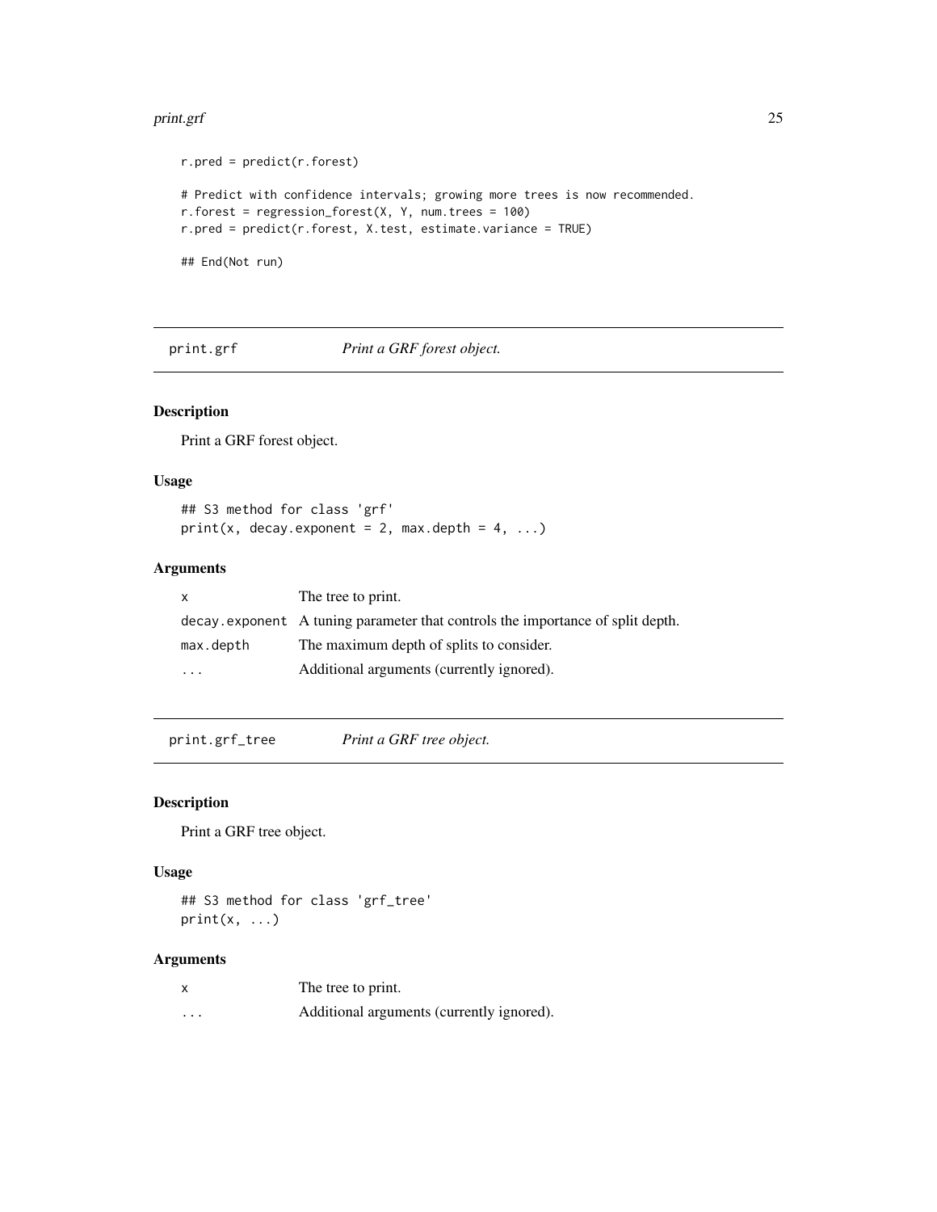```
r.pred = predict(r.forest)

# Predict with confidence intervals; growing more trees is now recommended.
r.forest = regression_forest(X, Y, num.trees = 100)
r.pred = predict(r.forest, X.test, estimate.variance = TRUE)

## End(Not run)
```

## print.grf — *Print a GRF forest object.*

### Description

Print a GRF forest object.

### Usage

```
## S3 method for class 'grf'
print(x, decay.exponent = 2, max.depth = 4, ...)
```

### Arguments

| | |
|---|---|
| x | The tree to print. |
| decay.exponent | A tuning parameter that controls the importance of split depth. |
| max.depth | The maximum depth of splits to consider. |
| ... | Additional arguments (currently ignored). |

## print.grf_tree — *Print a GRF tree object.*

### Description

Print a GRF tree object.

### Usage

```
## S3 method for class 'grf_tree'
print(x, ...)
```

### Arguments

| | |
|---|---|
| x | The tree to print. |
| ... | Additional arguments (currently ignored). |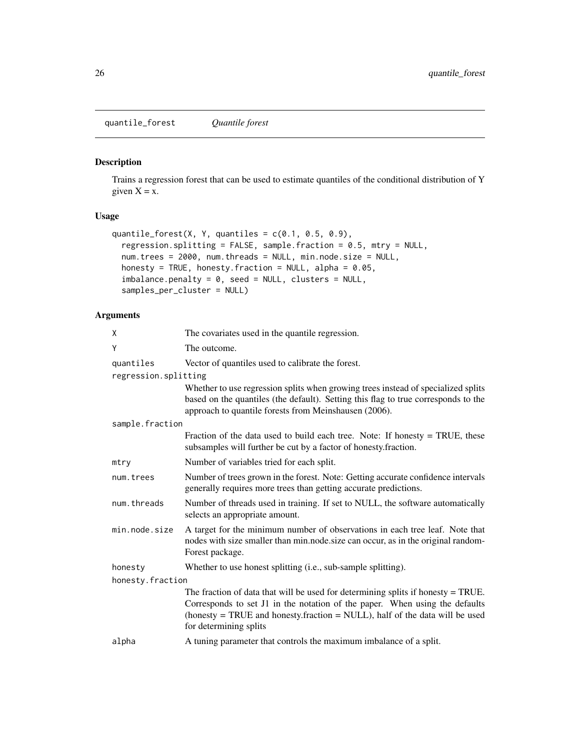## quantile_forest — *Quantile forest*

### Description

Trains a regression forest that can be used to estimate quantiles of the conditional distribution of Y given X = x.

### Usage

```
quantile_forest(X, Y, quantiles = c(0.1, 0.5, 0.9),
  regression.splitting = FALSE, sample.fraction = 0.5, mtry = NULL,
  num.trees = 2000, num.threads = NULL, min.node.size = NULL,
  honesty = TRUE, honesty.fraction = NULL, alpha = 0.05,
  imbalance.penalty = 0, seed = NULL, clusters = NULL,
  samples_per_cluster = NULL)
```

### Arguments

| Argument | Description |
|---|---|
| `X` | The covariates used in the quantile regression. |
| `Y` | The outcome. |
| `quantiles` | Vector of quantiles used to calibrate the forest. |
| `regression.splitting` | Whether to use regression splits when growing trees instead of specialized splits based on the quantiles (the default). Setting this flag to true corresponds to the approach to quantile forests from Meinshausen (2006). |
| `sample.fraction` | Fraction of the data used to build each tree. Note: If honesty = TRUE, these subsamples will further be cut by a factor of honesty.fraction. |
| `mtry` | Number of variables tried for each split. |
| `num.trees` | Number of trees grown in the forest. Note: Getting accurate confidence intervals generally requires more trees than getting accurate predictions. |
| `num.threads` | Number of threads used in training. If set to NULL, the software automatically selects an appropriate amount. |
| `min.node.size` | A target for the minimum number of observations in each tree leaf. Note that nodes with size smaller than min.node.size can occur, as in the original randomForest package. |
| `honesty` | Whether to use honest splitting (i.e., sub-sample splitting). |
| `honesty.fraction` | The fraction of data that will be used for determining splits if honesty = TRUE. Corresponds to set J1 in the notation of the paper. When using the defaults (honesty = TRUE and honesty.fraction = NULL), half of the data will be used for determining splits |
| `alpha` | A tuning parameter that controls the maximum imbalance of a split. |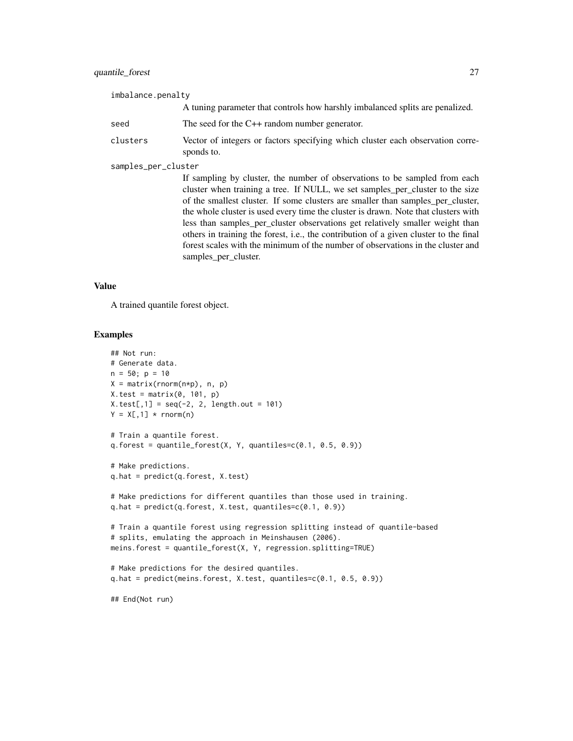imbalance.penalty
: A tuning parameter that controls how harshly imbalanced splits are penalized.

seed
: The seed for the C++ random number generator.

clusters
: Vector of integers or factors specifying which cluster each observation corresponds to.

samples_per_cluster
: If sampling by cluster, the number of observations to be sampled from each cluster when training a tree. If NULL, we set samples_per_cluster to the size of the smallest cluster. If some clusters are smaller than samples_per_cluster, the whole cluster is used every time the cluster is drawn. Note that clusters with less than samples_per_cluster observations get relatively smaller weight than others in training the forest, i.e., the contribution of a given cluster to the final forest scales with the minimum of the number of observations in the cluster and samples_per_cluster.

## Value

A trained quantile forest object.

## Examples

```
## Not run:
# Generate data.
n = 50; p = 10
X = matrix(rnorm(n*p), n, p)
X.test = matrix(0, 101, p)
X.test[,1] = seq(-2, 2, length.out = 101)
Y = X[,1] * rnorm(n)

# Train a quantile forest.
q.forest = quantile_forest(X, Y, quantiles=c(0.1, 0.5, 0.9))

# Make predictions.
q.hat = predict(q.forest, X.test)

# Make predictions for different quantiles than those used in training.
q.hat = predict(q.forest, X.test, quantiles=c(0.1, 0.9))

# Train a quantile forest using regression splitting instead of quantile-based
# splits, emulating the approach in Meinshausen (2006).
meins.forest = quantile_forest(X, Y, regression.splitting=TRUE)

# Make predictions for the desired quantiles.
q.hat = predict(meins.forest, X.test, quantiles=c(0.1, 0.5, 0.9))

## End(Not run)
```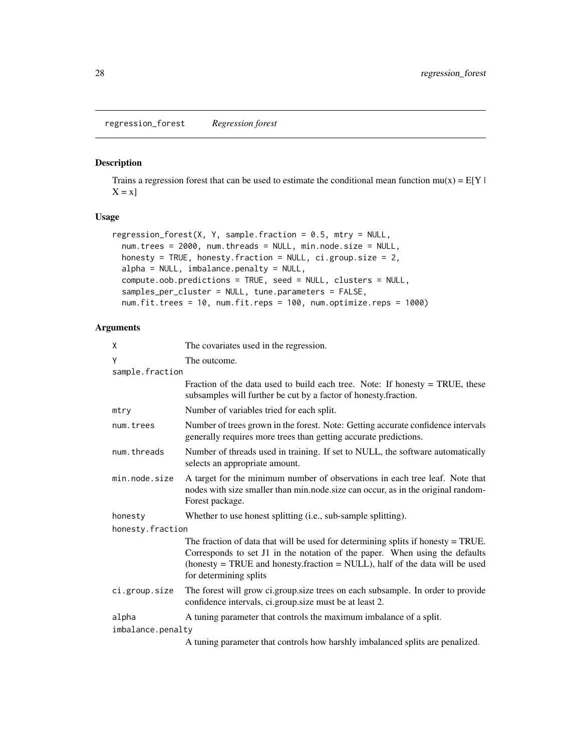## regression_forest *Regression forest*

### Description

Trains a regression forest that can be used to estimate the conditional mean function mu(x) = E[Y | X = x]

### Usage

```
regression_forest(X, Y, sample.fraction = 0.5, mtry = NULL,
  num.trees = 2000, num.threads = NULL, min.node.size = NULL,
  honesty = TRUE, honesty.fraction = NULL, ci.group.size = 2,
  alpha = NULL, imbalance.penalty = NULL,
  compute.oob.predictions = TRUE, seed = NULL, clusters = NULL,
  samples_per_cluster = NULL, tune.parameters = FALSE,
  num.fit.trees = 10, num.fit.reps = 100, num.optimize.reps = 1000)
```

### Arguments

| Argument | Description |
|---|---|
| X | The covariates used in the regression. |
| Y | The outcome. |
| sample.fraction | Fraction of the data used to build each tree. Note: If honesty = TRUE, these subsamples will further be cut by a factor of honesty.fraction. |
| mtry | Number of variables tried for each split. |
| num.trees | Number of trees grown in the forest. Note: Getting accurate confidence intervals generally requires more trees than getting accurate predictions. |
| num.threads | Number of threads used in training. If set to NULL, the software automatically selects an appropriate amount. |
| min.node.size | A target for the minimum number of observations in each tree leaf. Note that nodes with size smaller than min.node.size can occur, as in the original randomForest package. |
| honesty | Whether to use honest splitting (i.e., sub-sample splitting). |
| honesty.fraction | The fraction of data that will be used for determining splits if honesty = TRUE. Corresponds to set J1 in the notation of the paper. When using the defaults (honesty = TRUE and honesty.fraction = NULL), half of the data will be used for determining splits |
| ci.group.size | The forest will grow ci.group.size trees on each subsample. In order to provide confidence intervals, ci.group.size must be at least 2. |
| alpha | A tuning parameter that controls the maximum imbalance of a split. |
| imbalance.penalty | A tuning parameter that controls how harshly imbalanced splits are penalized. |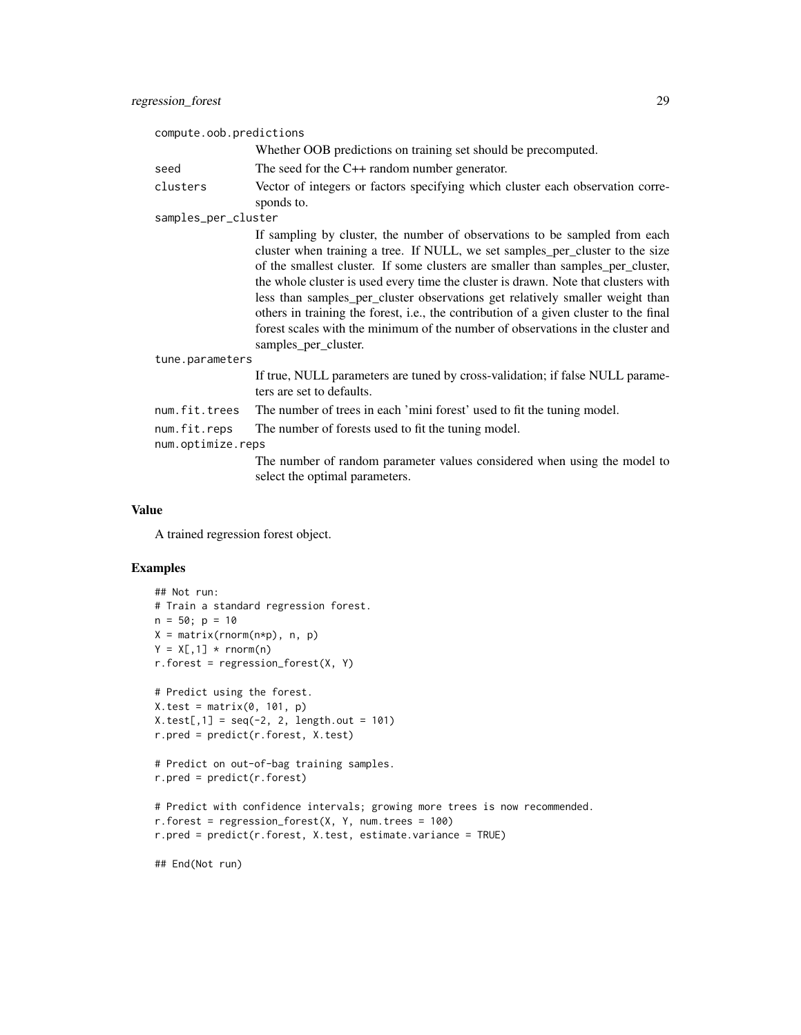compute.oob.predictions
: Whether OOB predictions on training set should be precomputed.

seed
: The seed for the C++ random number generator.

clusters
: Vector of integers or factors specifying which cluster each observation corresponds to.

samples_per_cluster
: If sampling by cluster, the number of observations to be sampled from each cluster when training a tree. If NULL, we set samples_per_cluster to the size of the smallest cluster. If some clusters are smaller than samples_per_cluster, the whole cluster is used every time the cluster is drawn. Note that clusters with less than samples_per_cluster observations get relatively smaller weight than others in training the forest, i.e., the contribution of a given cluster to the final forest scales with the minimum of the number of observations in the cluster and samples_per_cluster.

tune.parameters
: If true, NULL parameters are tuned by cross-validation; if false NULL parameters are set to defaults.

num.fit.trees
: The number of trees in each 'mini forest' used to fit the tuning model.

num.fit.reps
: The number of forests used to fit the tuning model.

num.optimize.reps
: The number of random parameter values considered when using the model to select the optimal parameters.

## Value

A trained regression forest object.

## Examples

```
## Not run:
# Train a standard regression forest.
n = 50; p = 10
X = matrix(rnorm(n*p), n, p)
Y = X[,1] * rnorm(n)
r.forest = regression_forest(X, Y)

# Predict using the forest.
X.test = matrix(0, 101, p)
X.test[,1] = seq(-2, 2, length.out = 101)
r.pred = predict(r.forest, X.test)

# Predict on out-of-bag training samples.
r.pred = predict(r.forest)

# Predict with confidence intervals; growing more trees is now recommended.
r.forest = regression_forest(X, Y, num.trees = 100)
r.pred = predict(r.forest, X.test, estimate.variance = TRUE)

## End(Not run)
```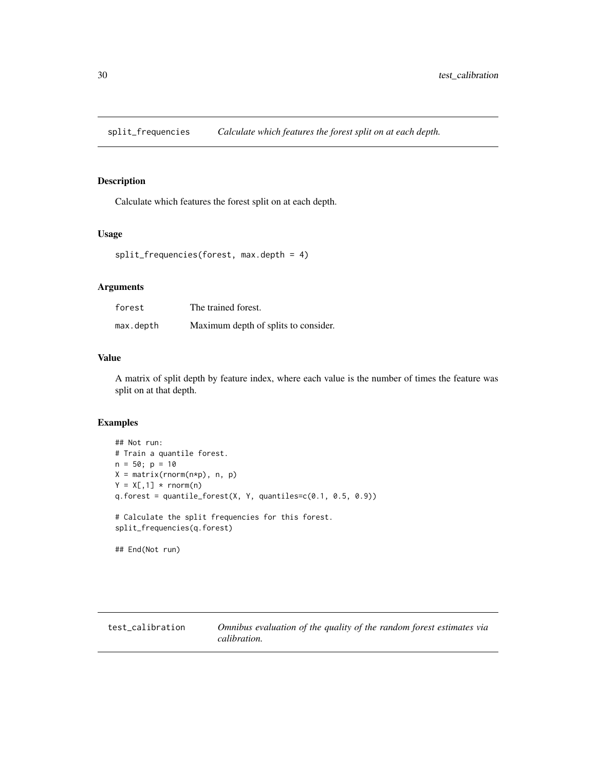## split_frequencies — *Calculate which features the forest split on at each depth.*

### Description

Calculate which features the forest split on at each depth.

### Usage

```
split_frequencies(forest, max.depth = 4)
```

### Arguments

| | |
|---|---|
| forest | The trained forest. |
| max.depth | Maximum depth of splits to consider. |

### Value

A matrix of split depth by feature index, where each value is the number of times the feature was split on at that depth.

### Examples

```
## Not run:
# Train a quantile forest.
n = 50; p = 10
X = matrix(rnorm(n*p), n, p)
Y = X[,1] * rnorm(n)
q.forest = quantile_forest(X, Y, quantiles=c(0.1, 0.5, 0.9))

# Calculate the split frequencies for this forest.
split_frequencies(q.forest)

## End(Not run)
```

## test_calibration — *Omnibus evaluation of the quality of the random forest estimates via calibration.*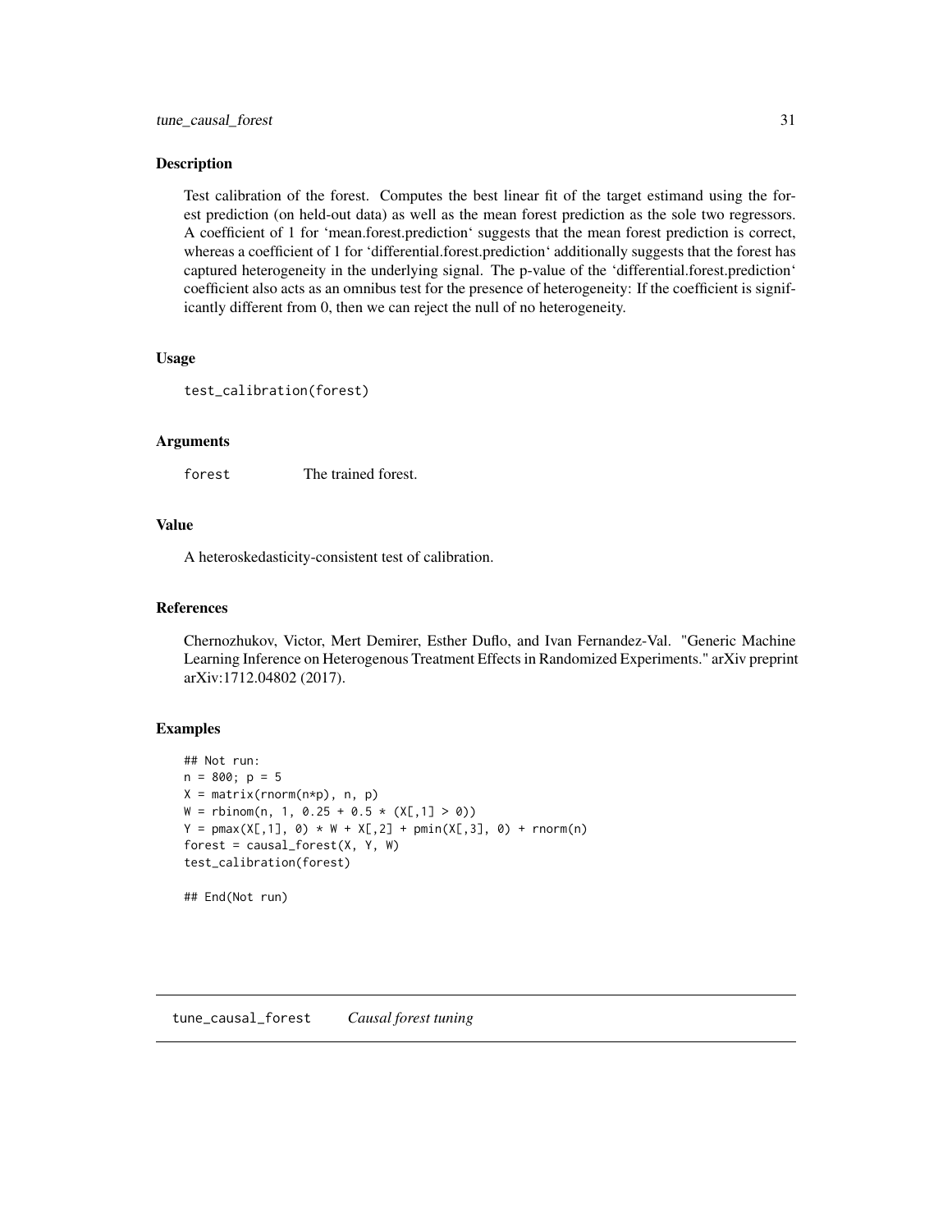### Description

Test calibration of the forest. Computes the best linear fit of the target estimand using the forest prediction (on held-out data) as well as the mean forest prediction as the sole two regressors. A coefficient of 1 for 'mean.forest.prediction' suggests that the mean forest prediction is correct, whereas a coefficient of 1 for 'differential.forest.prediction' additionally suggests that the forest has captured heterogeneity in the underlying signal. The p-value of the 'differential.forest.prediction' coefficient also acts as an omnibus test for the presence of heterogeneity: If the coefficient is significantly different from 0, then we can reject the null of no heterogeneity.

### Usage

```
test_calibration(forest)
```

### Arguments

| | |
|---|---|
| forest | The trained forest. |

### Value

A heteroskedasticity-consistent test of calibration.

### References

Chernozhukov, Victor, Mert Demirer, Esther Duflo, and Ivan Fernandez-Val. "Generic Machine Learning Inference on Heterogenous Treatment Effects in Randomized Experiments." arXiv preprint arXiv:1712.04802 (2017).

### Examples

```
## Not run:
n = 800; p = 5
X = matrix(rnorm(n*p), n, p)
W = rbinom(n, 1, 0.25 + 0.5 * (X[,1] > 0))
Y = pmax(X[,1], 0) * W + X[,2] + pmin(X[,3], 0) + rnorm(n)
forest = causal_forest(X, Y, W)
test_calibration(forest)

## End(Not run)
```

## tune_causal_forest *Causal forest tuning*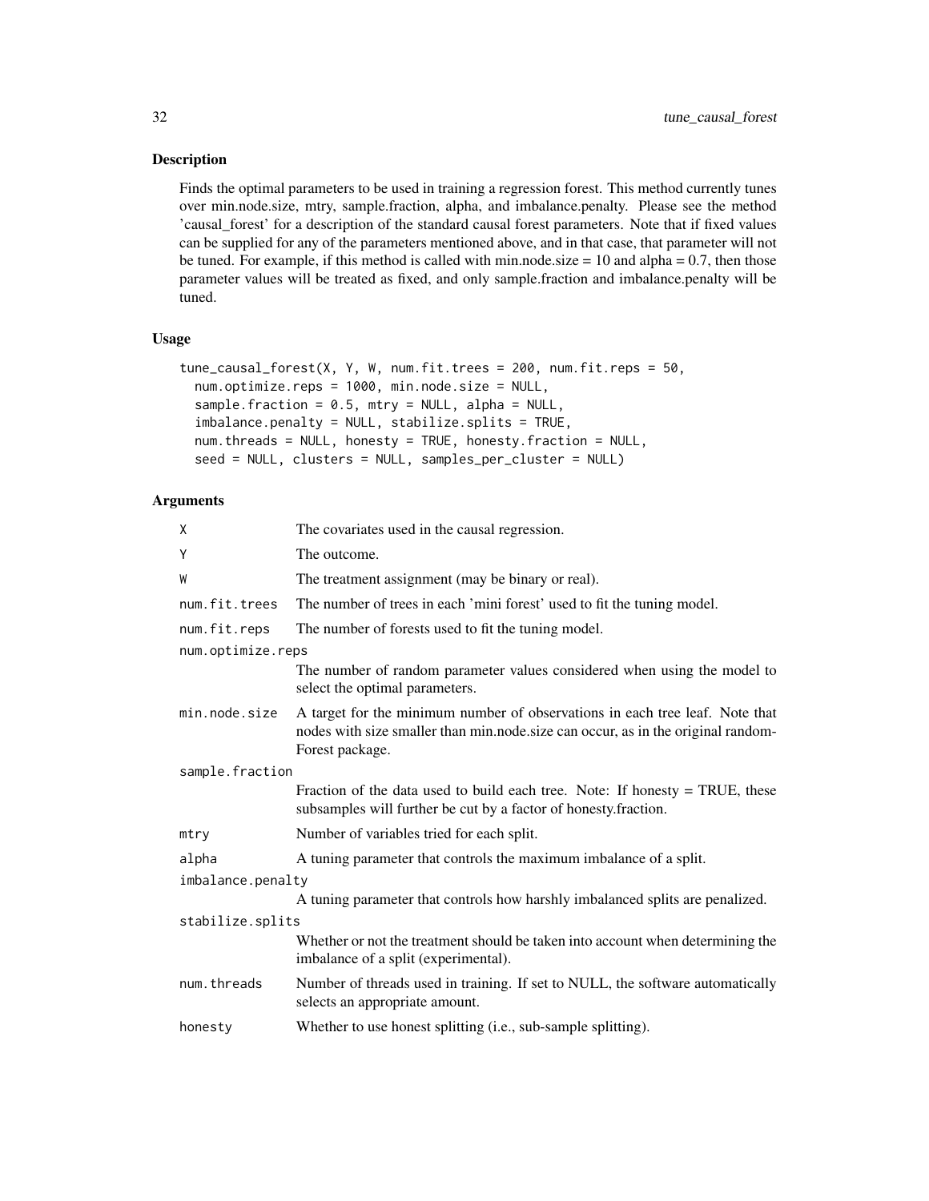## Description

Finds the optimal parameters to be used in training a regression forest. This method currently tunes over min.node.size, mtry, sample.fraction, alpha, and imbalance.penalty. Please see the method 'causal_forest' for a description of the standard causal forest parameters. Note that if fixed values can be supplied for any of the parameters mentioned above, and in that case, that parameter will not be tuned. For example, if this method is called with min.node.size = 10 and alpha = 0.7, then those parameter values will be treated as fixed, and only sample.fraction and imbalance.penalty will be tuned.

## Usage

```
tune_causal_forest(X, Y, W, num.fit.trees = 200, num.fit.reps = 50,
  num.optimize.reps = 1000, min.node.size = NULL,
  sample.fraction = 0.5, mtry = NULL, alpha = NULL,
  imbalance.penalty = NULL, stabilize.splits = TRUE,
  num.threads = NULL, honesty = TRUE, honesty.fraction = NULL,
  seed = NULL, clusters = NULL, samples_per_cluster = NULL)
```

## Arguments

| | |
|---|---|
| `X` | The covariates used in the causal regression. |
| `Y` | The outcome. |
| `W` | The treatment assignment (may be binary or real). |
| `num.fit.trees` | The number of trees in each 'mini forest' used to fit the tuning model. |
| `num.fit.reps` | The number of forests used to fit the tuning model. |
| `num.optimize.reps` | The number of random parameter values considered when using the model to select the optimal parameters. |
| `min.node.size` | A target for the minimum number of observations in each tree leaf. Note that nodes with size smaller than min.node.size can occur, as in the original randomForest package. |
| `sample.fraction` | Fraction of the data used to build each tree. Note: If honesty = TRUE, these subsamples will further be cut by a factor of honesty.fraction. |
| `mtry` | Number of variables tried for each split. |
| `alpha` | A tuning parameter that controls the maximum imbalance of a split. |
| `imbalance.penalty` | A tuning parameter that controls how harshly imbalanced splits are penalized. |
| `stabilize.splits` | Whether or not the treatment should be taken into account when determining the imbalance of a split (experimental). |
| `num.threads` | Number of threads used in training. If set to NULL, the software automatically selects an appropriate amount. |
| `honesty` | Whether to use honest splitting (i.e., sub-sample splitting). |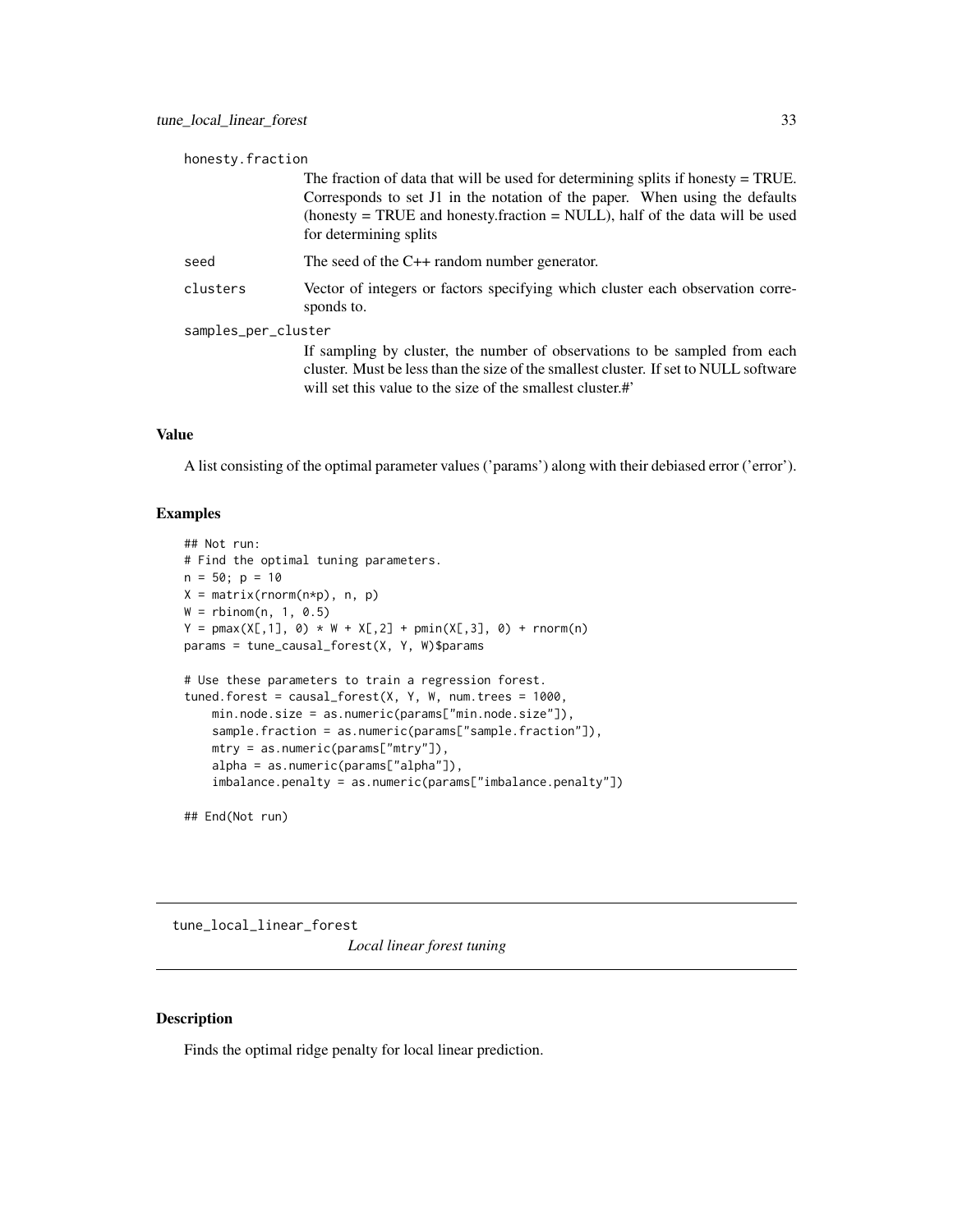honesty.fraction
: The fraction of data that will be used for determining splits if honesty = TRUE. Corresponds to set J1 in the notation of the paper. When using the defaults (honesty = TRUE and honesty.fraction = NULL), half of the data will be used for determining splits

seed
: The seed of the C++ random number generator.

clusters
: Vector of integers or factors specifying which cluster each observation corresponds to.

samples_per_cluster
: If sampling by cluster, the number of observations to be sampled from each cluster. Must be less than the size of the smallest cluster. If set to NULL software will set this value to the size of the smallest cluster.#'

### Value

A list consisting of the optimal parameter values ('params') along with their debiased error ('error').

### Examples

```
## Not run:
# Find the optimal tuning parameters.
n = 50; p = 10
X = matrix(rnorm(n*p), n, p)
W = rbinom(n, 1, 0.5)
Y = pmax(X[,1], 0) * W + X[,2] + pmin(X[,3], 0) + rnorm(n)
params = tune_causal_forest(X, Y, W)$params

# Use these parameters to train a regression forest.
tuned.forest = causal_forest(X, Y, W, num.trees = 1000,
    min.node.size = as.numeric(params["min.node.size"]),
    sample.fraction = as.numeric(params["sample.fraction"]),
    mtry = as.numeric(params["mtry"]),
    alpha = as.numeric(params["alpha"]),
    imbalance.penalty = as.numeric(params["imbalance.penalty"])

## End(Not run)
```

---

## tune_local_linear_forest    *Local linear forest tuning*

### Description

Finds the optimal ridge penalty for local linear prediction.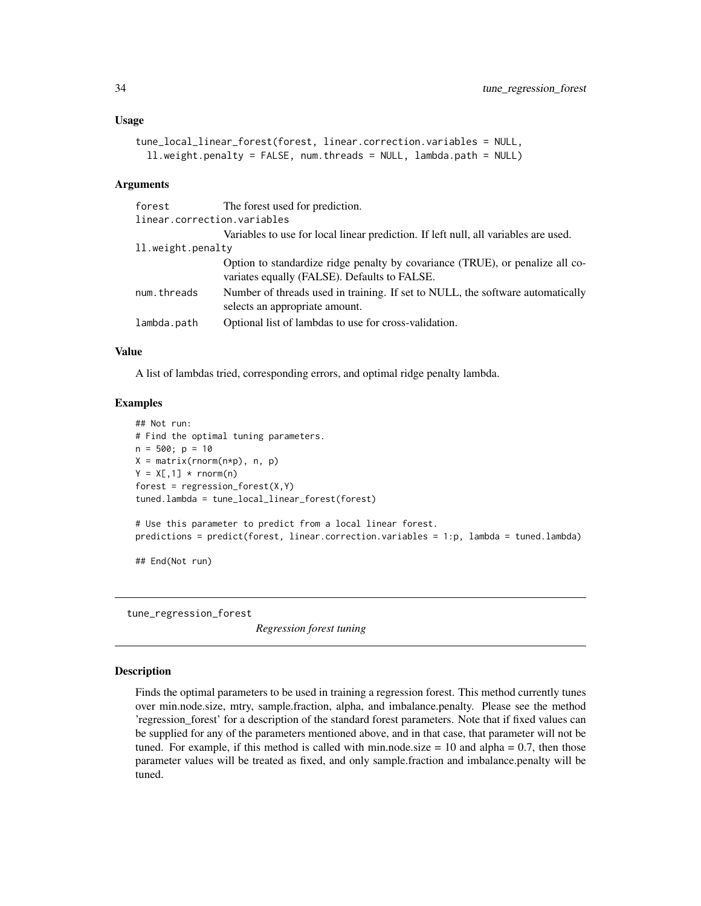### Usage

```
tune_local_linear_forest(forest, linear.correction.variables = NULL,
  ll.weight.penalty = FALSE, num.threads = NULL, lambda.path = NULL)
```

### Arguments

| | |
|---|---|
| forest | The forest used for prediction. |
| linear.correction.variables | Variables to use for local linear prediction. If left null, all variables are used. |
| ll.weight.penalty | Option to standardize ridge penalty by covariance (TRUE), or penalize all covariates equally (FALSE). Defaults to FALSE. |
| num.threads | Number of threads used in training. If set to NULL, the software automatically selects an appropriate amount. |
| lambda.path | Optional list of lambdas to use for cross-validation. |

### Value

A list of lambdas tried, corresponding errors, and optimal ridge penalty lambda.

### Examples

```
## Not run:
# Find the optimal tuning parameters.
n = 500; p = 10
X = matrix(rnorm(n*p), n, p)
Y = X[,1] * rnorm(n)
forest = regression_forest(X,Y)
tuned.lambda = tune_local_linear_forest(forest)

# Use this parameter to predict from a local linear forest.
predictions = predict(forest, linear.correction.variables = 1:p, lambda = tuned.lambda)

## End(Not run)
```

---

## tune_regression_forest &nbsp;&nbsp;&nbsp; *Regression forest tuning*

### Description

Finds the optimal parameters to be used in training a regression forest. This method currently tunes over min.node.size, mtry, sample.fraction, alpha, and imbalance.penalty. Please see the method 'regression_forest' for a description of the standard forest parameters. Note that if fixed values can be supplied for any of the parameters mentioned above, and in that case, that parameter will not be tuned. For example, if this method is called with min.node.size = 10 and alpha = 0.7, then those parameter values will be treated as fixed, and only sample.fraction and imbalance.penalty will be tuned.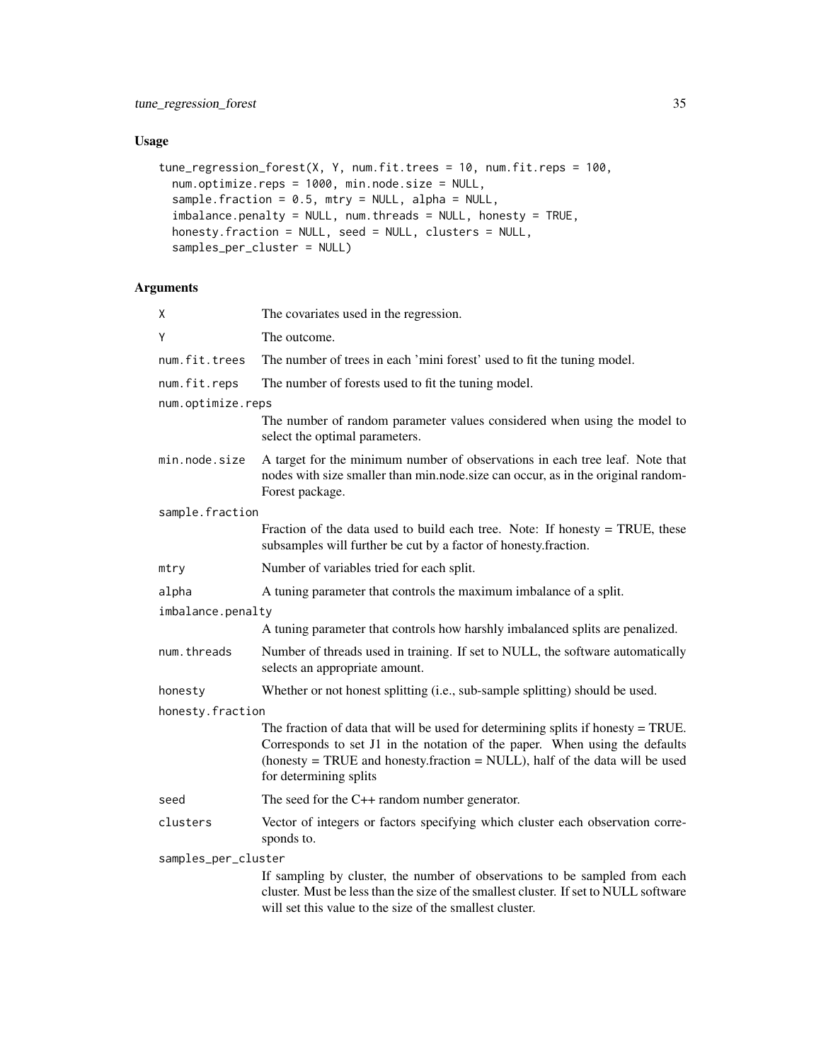## Usage

```
tune_regression_forest(X, Y, num.fit.trees = 10, num.fit.reps = 100,
  num.optimize.reps = 1000, min.node.size = NULL,
  sample.fraction = 0.5, mtry = NULL, alpha = NULL,
  imbalance.penalty = NULL, num.threads = NULL, honesty = TRUE,
  honesty.fraction = NULL, seed = NULL, clusters = NULL,
  samples_per_cluster = NULL)
```

## Arguments

| | |
|---|---|
| X | The covariates used in the regression. |
| Y | The outcome. |
| num.fit.trees | The number of trees in each 'mini forest' used to fit the tuning model. |
| num.fit.reps | The number of forests used to fit the tuning model. |
| num.optimize.reps | The number of random parameter values considered when using the model to select the optimal parameters. |
| min.node.size | A target for the minimum number of observations in each tree leaf. Note that nodes with size smaller than min.node.size can occur, as in the original randomForest package. |
| sample.fraction | Fraction of the data used to build each tree. Note: If honesty = TRUE, these subsamples will further be cut by a factor of honesty.fraction. |
| mtry | Number of variables tried for each split. |
| alpha | A tuning parameter that controls the maximum imbalance of a split. |
| imbalance.penalty | A tuning parameter that controls how harshly imbalanced splits are penalized. |
| num.threads | Number of threads used in training. If set to NULL, the software automatically selects an appropriate amount. |
| honesty | Whether or not honest splitting (i.e., sub-sample splitting) should be used. |
| honesty.fraction | The fraction of data that will be used for determining splits if honesty = TRUE. Corresponds to set J1 in the notation of the paper. When using the defaults (honesty = TRUE and honesty.fraction = NULL), half of the data will be used for determining splits |
| seed | The seed for the C++ random number generator. |
| clusters | Vector of integers or factors specifying which cluster each observation corresponds to. |
| samples_per_cluster | If sampling by cluster, the number of observations to be sampled from each cluster. Must be less than the size of the smallest cluster. If set to NULL software will set this value to the size of the smallest cluster. |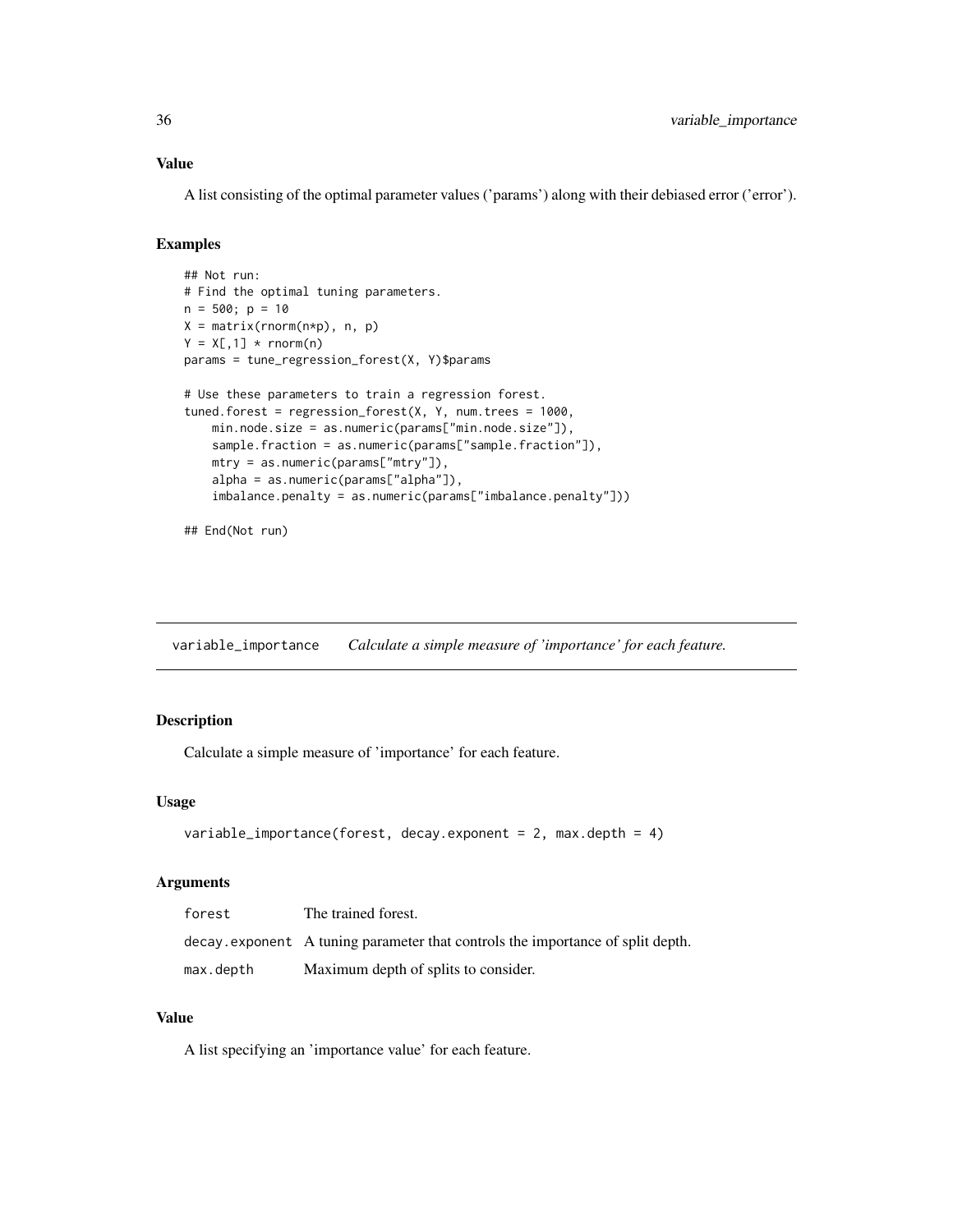### Value

A list consisting of the optimal parameter values ('params') along with their debiased error ('error').

### Examples

```
## Not run:
# Find the optimal tuning parameters.
n = 500; p = 10
X = matrix(rnorm(n*p), n, p)
Y = X[,1] * rnorm(n)
params = tune_regression_forest(X, Y)$params

# Use these parameters to train a regression forest.
tuned.forest = regression_forest(X, Y, num.trees = 1000,
    min.node.size = as.numeric(params["min.node.size"]),
    sample.fraction = as.numeric(params["sample.fraction"]),
    mtry = as.numeric(params["mtry"]),
    alpha = as.numeric(params["alpha"]),
    imbalance.penalty = as.numeric(params["imbalance.penalty"]))

## End(Not run)
```

## variable_importance    *Calculate a simple measure of 'importance' for each feature.*

### Description

Calculate a simple measure of 'importance' for each feature.

### Usage

```
variable_importance(forest, decay.exponent = 2, max.depth = 4)
```

### Arguments

| | |
|---|---|
| `forest` | The trained forest. |
| `decay.exponent` | A tuning parameter that controls the importance of split depth. |
| `max.depth` | Maximum depth of splits to consider. |

### Value

A list specifying an 'importance value' for each feature.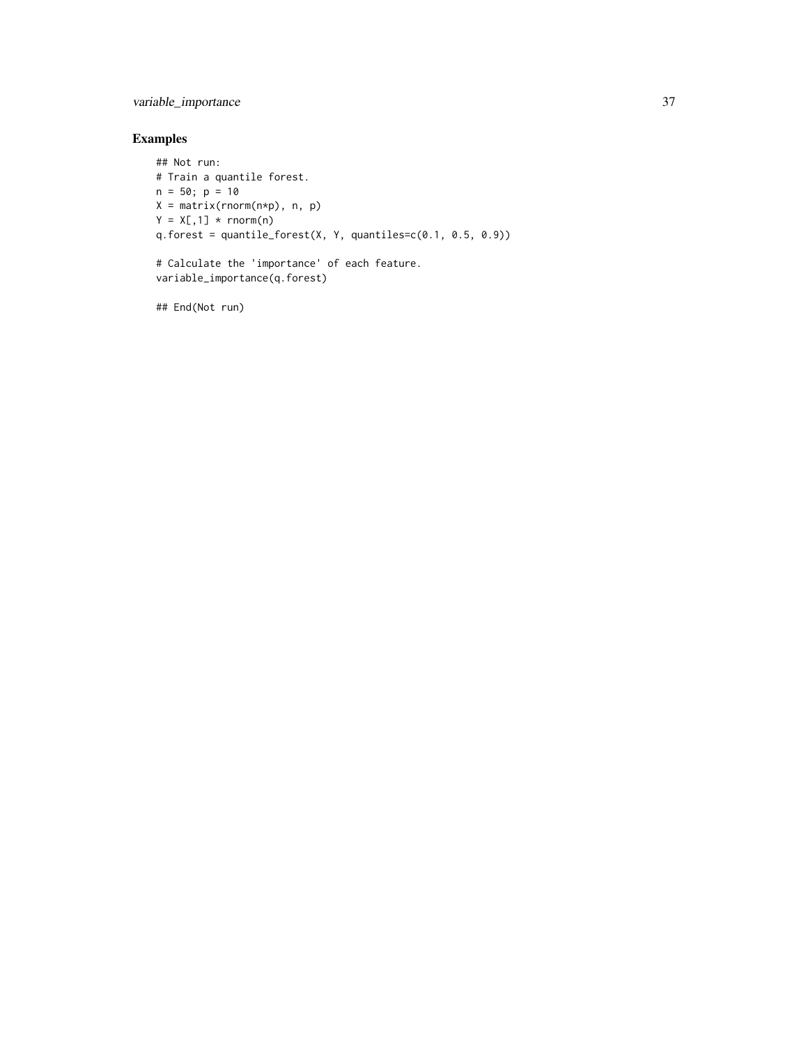## Examples

```
## Not run:
# Train a quantile forest.
n = 50; p = 10
X = matrix(rnorm(n*p), n, p)
Y = X[,1] * rnorm(n)
q.forest = quantile_forest(X, Y, quantiles=c(0.1, 0.5, 0.9))

# Calculate the 'importance' of each feature.
variable_importance(q.forest)

## End(Not run)
```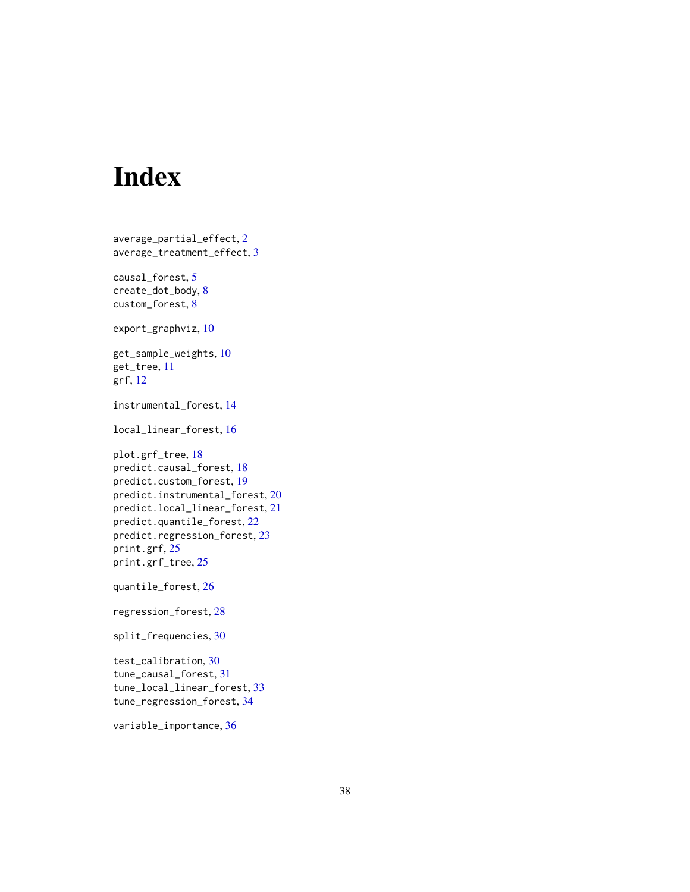# Index

average_partial_effect, 2
average_treatment_effect, 3

causal_forest, 5
create_dot_body, 8
custom_forest, 8

export_graphviz, 10

get_sample_weights, 10
get_tree, 11
grf, 12

instrumental_forest, 14

local_linear_forest, 16

plot.grf_tree, 18
predict.causal_forest, 18
predict.custom_forest, 19
predict.instrumental_forest, 20
predict.local_linear_forest, 21
predict.quantile_forest, 22
predict.regression_forest, 23
print.grf, 25
print.grf_tree, 25

quantile_forest, 26

regression_forest, 28

split_frequencies, 30

test_calibration, 30
tune_causal_forest, 31
tune_local_linear_forest, 33
tune_regression_forest, 34

variable_importance, 36